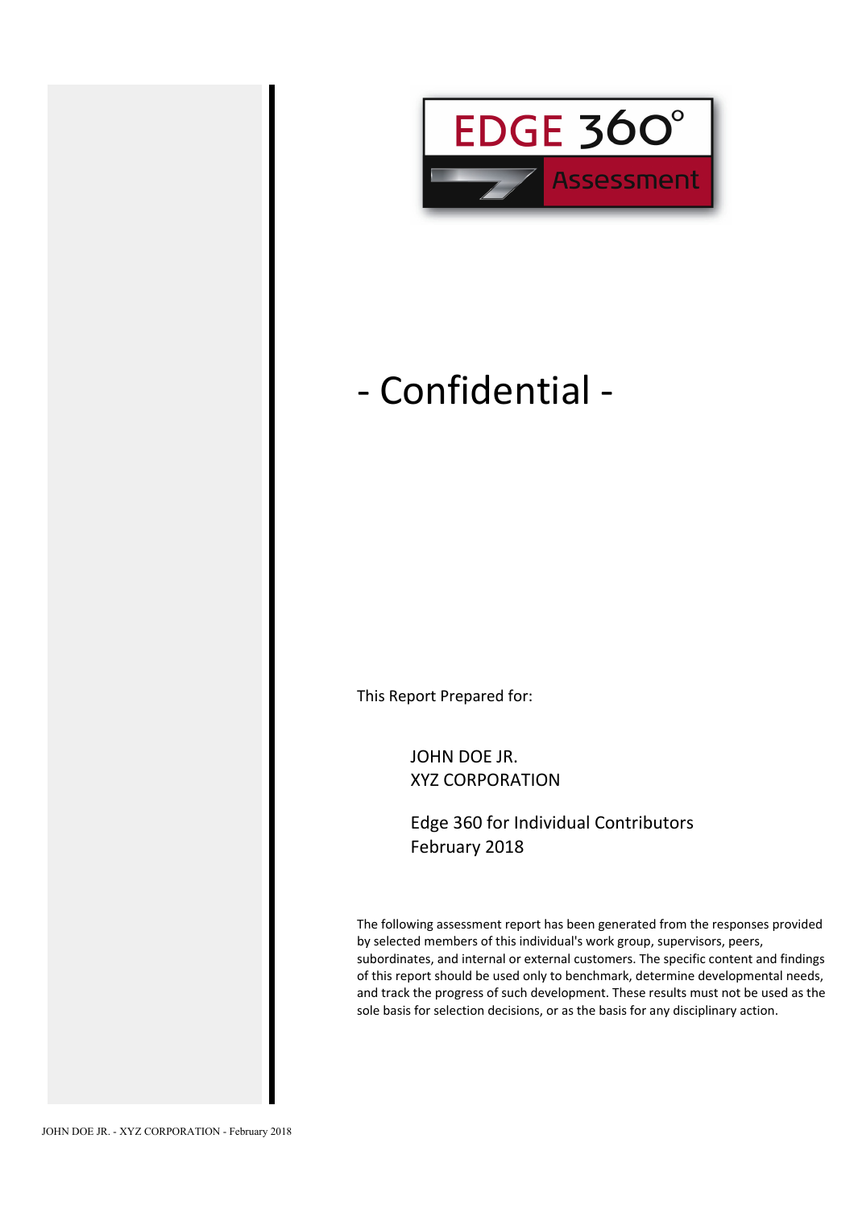EDGE 360°

Assessment

# - Confidential -

This Report Prepared for:

JOHN DOE JR.
XYZ CORPORATION

Edge 360 for Individual Contributors
February 2018

The following assessment report has been generated from the responses provided by selected members of this individual's work group, supervisors, peers, subordinates, and internal or external customers. The specific content and findings of this report should be used only to benchmark, determine developmental needs, and track the progress of such development. These results must not be used as the sole basis for selection decisions, or as the basis for any disciplinary action.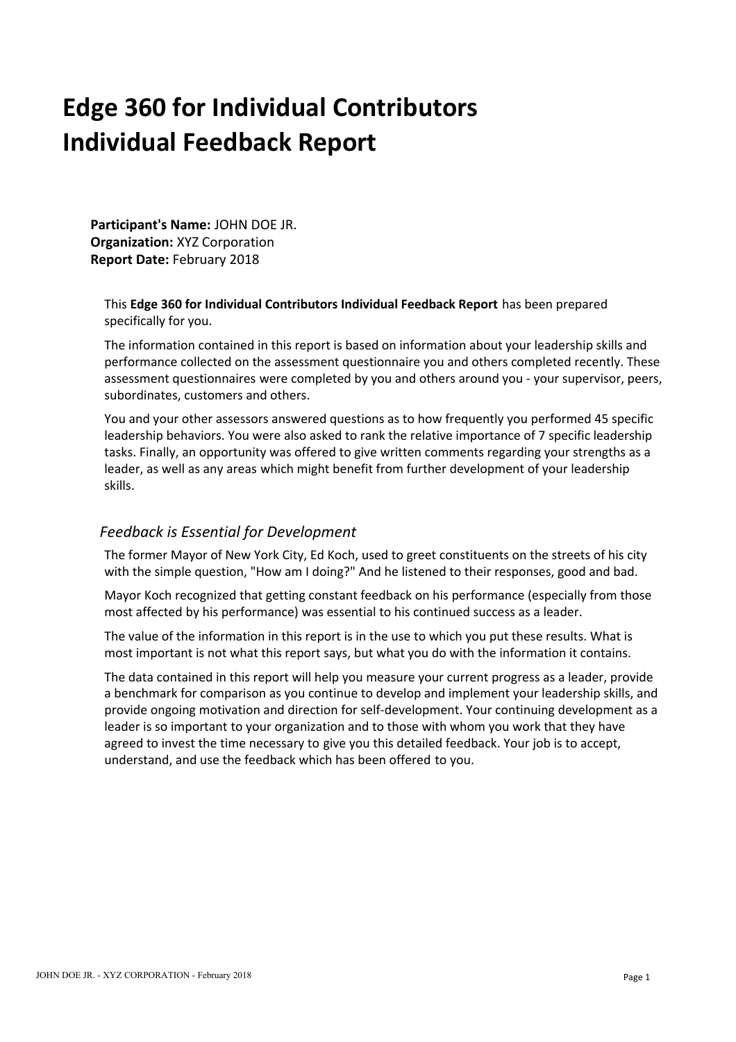# Edge 360 for Individual Contributors Individual Feedback Report

**Participant's Name:** JOHN DOE JR.
**Organization:** XYZ Corporation
**Report Date:** February 2018

This **Edge 360 for Individual Contributors Individual Feedback Report** has been prepared specifically for you.

The information contained in this report is based on information about your leadership skills and performance collected on the assessment questionnaire you and others completed recently. These assessment questionnaires were completed by you and others around you - your supervisor, peers, subordinates, customers and others.

You and your other assessors answered questions as to how frequently you performed 45 specific leadership behaviors. You were also asked to rank the relative importance of 7 specific leadership tasks. Finally, an opportunity was offered to give written comments regarding your strengths as a leader, as well as any areas which might benefit from further development of your leadership skills.

## *Feedback is Essential for Development*

The former Mayor of New York City, Ed Koch, used to greet constituents on the streets of his city with the simple question, "How am I doing?" And he listened to their responses, good and bad.

Mayor Koch recognized that getting constant feedback on his performance (especially from those most affected by his performance) was essential to his continued success as a leader.

The value of the information in this report is in the use to which you put these results. What is most important is not what this report says, but what you do with the information it contains.

The data contained in this report will help you measure your current progress as a leader, provide a benchmark for comparison as you continue to develop and implement your leadership skills, and provide ongoing motivation and direction for self-development. Your continuing development as a leader is so important to your organization and to those with whom you work that they have agreed to invest the time necessary to give you this detailed feedback. Your job is to accept, understand, and use the feedback which has been offered to you.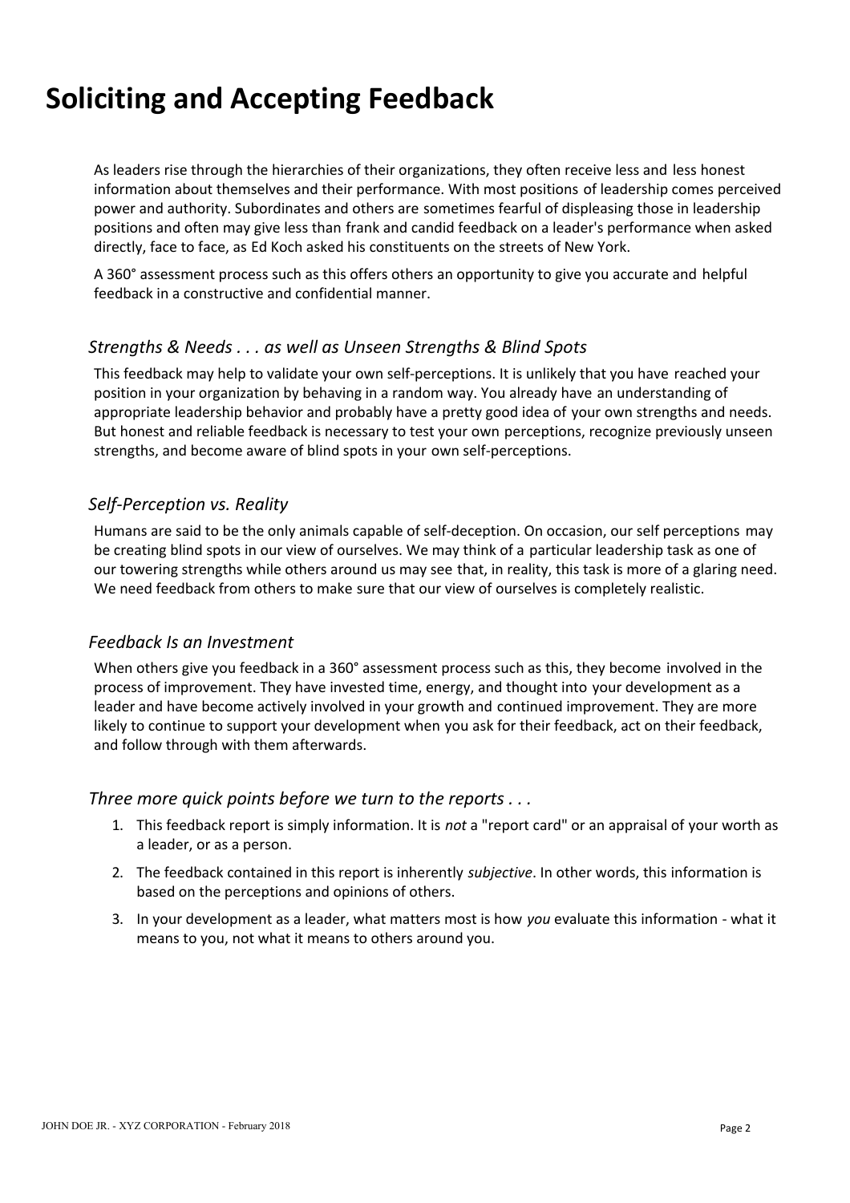# Soliciting and Accepting Feedback

As leaders rise through the hierarchies of their organizations, they often receive less and less honest information about themselves and their performance. With most positions of leadership comes perceived power and authority. Subordinates and others are sometimes fearful of displeasing those in leadership positions and often may give less than frank and candid feedback on a leader's performance when asked directly, face to face, as Ed Koch asked his constituents on the streets of New York.

A 360° assessment process such as this offers others an opportunity to give you accurate and helpful feedback in a constructive and confidential manner.

### *Strengths & Needs . . . as well as Unseen Strengths & Blind Spots*

This feedback may help to validate your own self-perceptions. It is unlikely that you have reached your position in your organization by behaving in a random way. You already have an understanding of appropriate leadership behavior and probably have a pretty good idea of your own strengths and needs. But honest and reliable feedback is necessary to test your own perceptions, recognize previously unseen strengths, and become aware of blind spots in your own self-perceptions.

### *Self-Perception vs. Reality*

Humans are said to be the only animals capable of self-deception. On occasion, our self perceptions may be creating blind spots in our view of ourselves. We may think of a particular leadership task as one of our towering strengths while others around us may see that, in reality, this task is more of a glaring need. We need feedback from others to make sure that our view of ourselves is completely realistic.

### *Feedback Is an Investment*

When others give you feedback in a 360° assessment process such as this, they become involved in the process of improvement. They have invested time, energy, and thought into your development as a leader and have become actively involved in your growth and continued improvement. They are more likely to continue to support your development when you ask for their feedback, act on their feedback, and follow through with them afterwards.

### *Three more quick points before we turn to the reports . . .*

1. This feedback report is simply information. It is *not* a "report card" or an appraisal of your worth as a leader, or as a person.
2. The feedback contained in this report is inherently *subjective*. In other words, this information is based on the perceptions and opinions of others.
3. In your development as a leader, what matters most is how *you* evaluate this information - what it means to you, not what it means to others around you.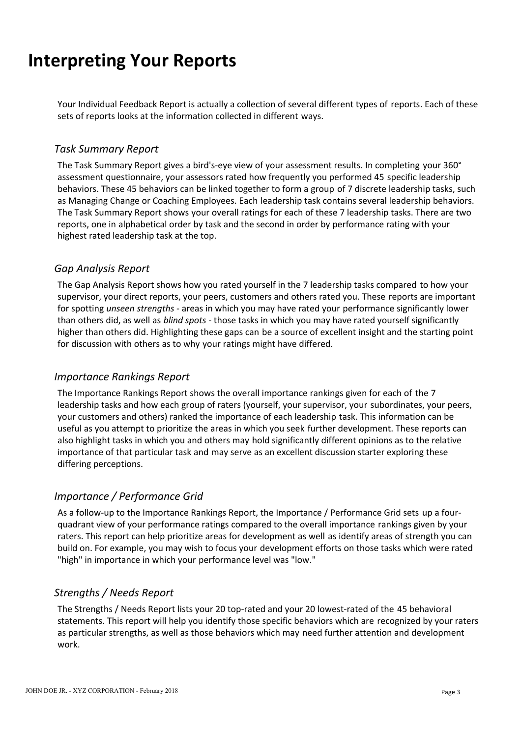# Interpreting Your Reports

Your Individual Feedback Report is actually a collection of several different types of reports. Each of these sets of reports looks at the information collected in different ways.

### *Task Summary Report*

The Task Summary Report gives a bird's-eye view of your assessment results. In completing your 360° assessment questionnaire, your assessors rated how frequently you performed 45 specific leadership behaviors. These 45 behaviors can be linked together to form a group of 7 discrete leadership tasks, such as Managing Change or Coaching Employees. Each leadership task contains several leadership behaviors. The Task Summary Report shows your overall ratings for each of these 7 leadership tasks. There are two reports, one in alphabetical order by task and the second in order by performance rating with your highest rated leadership task at the top.

### *Gap Analysis Report*

The Gap Analysis Report shows how you rated yourself in the 7 leadership tasks compared to how your supervisor, your direct reports, your peers, customers and others rated you. These reports are important for spotting *unseen strengths* - areas in which you may have rated your performance significantly lower than others did, as well as *blind spots* - those tasks in which you may have rated yourself significantly higher than others did. Highlighting these gaps can be a source of excellent insight and the starting point for discussion with others as to why your ratings might have differed.

### *Importance Rankings Report*

The Importance Rankings Report shows the overall importance rankings given for each of the 7 leadership tasks and how each group of raters (yourself, your supervisor, your subordinates, your peers, your customers and others) ranked the importance of each leadership task. This information can be useful as you attempt to prioritize the areas in which you seek further development. These reports can also highlight tasks in which you and others may hold significantly different opinions as to the relative importance of that particular task and may serve as an excellent discussion starter exploring these differing perceptions.

### *Importance / Performance Grid*

As a follow-up to the Importance Rankings Report, the Importance / Performance Grid sets up a four-quadrant view of your performance ratings compared to the overall importance rankings given by your raters. This report can help prioritize areas for development as well as identify areas of strength you can build on. For example, you may wish to focus your development efforts on those tasks which were rated "high" in importance in which your performance level was "low."

### *Strengths / Needs Report*

The Strengths / Needs Report lists your 20 top-rated and your 20 lowest-rated of the 45 behavioral statements. This report will help you identify those specific behaviors which are recognized by your raters as particular strengths, as well as those behaviors which may need further attention and development work.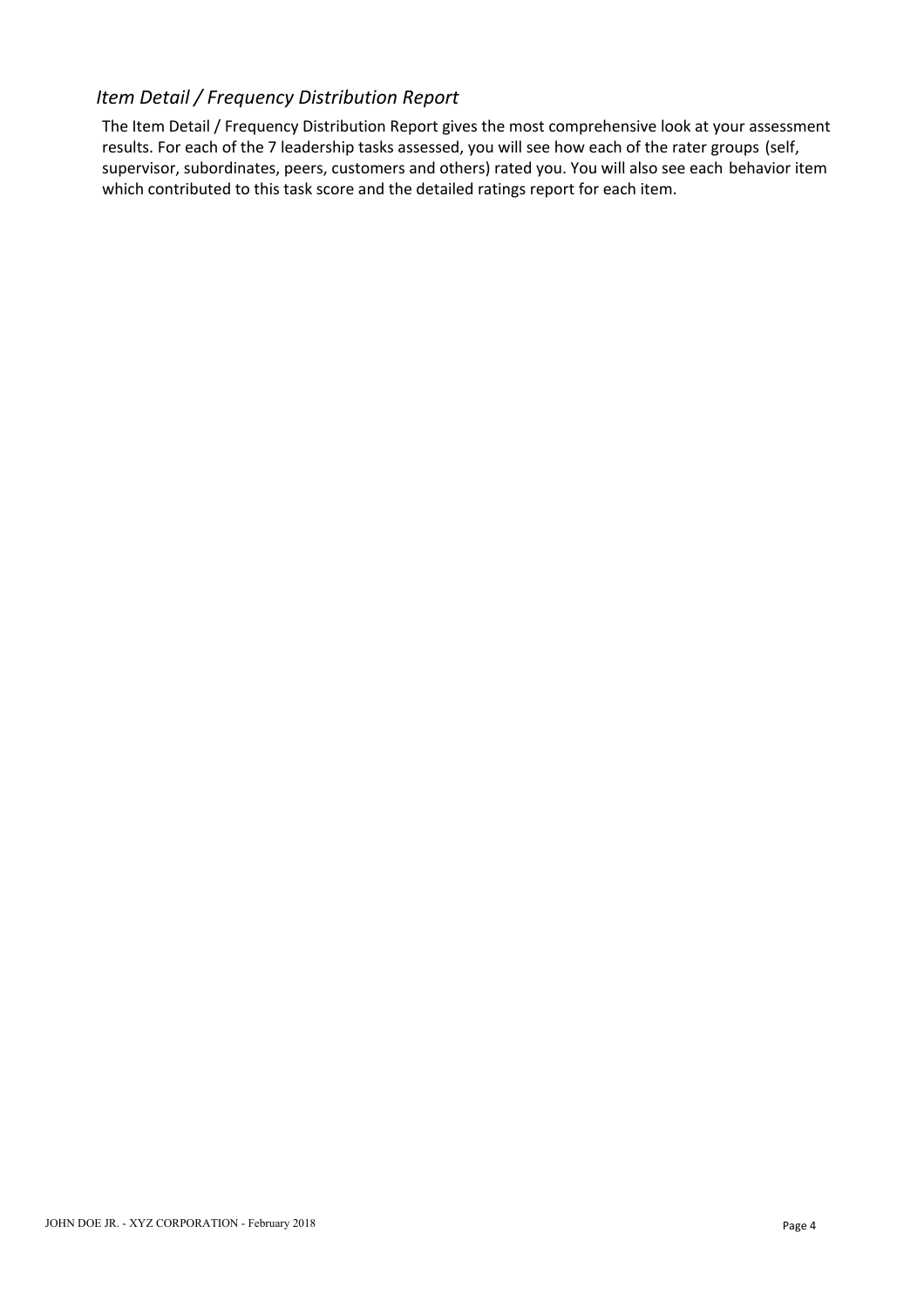## *Item Detail / Frequency Distribution Report*

The Item Detail / Frequency Distribution Report gives the most comprehensive look at your assessment results. For each of the 7 leadership tasks assessed, you will see how each of the rater groups (self, supervisor, subordinates, peers, customers and others) rated you. You will also see each behavior item which contributed to this task score and the detailed ratings report for each item.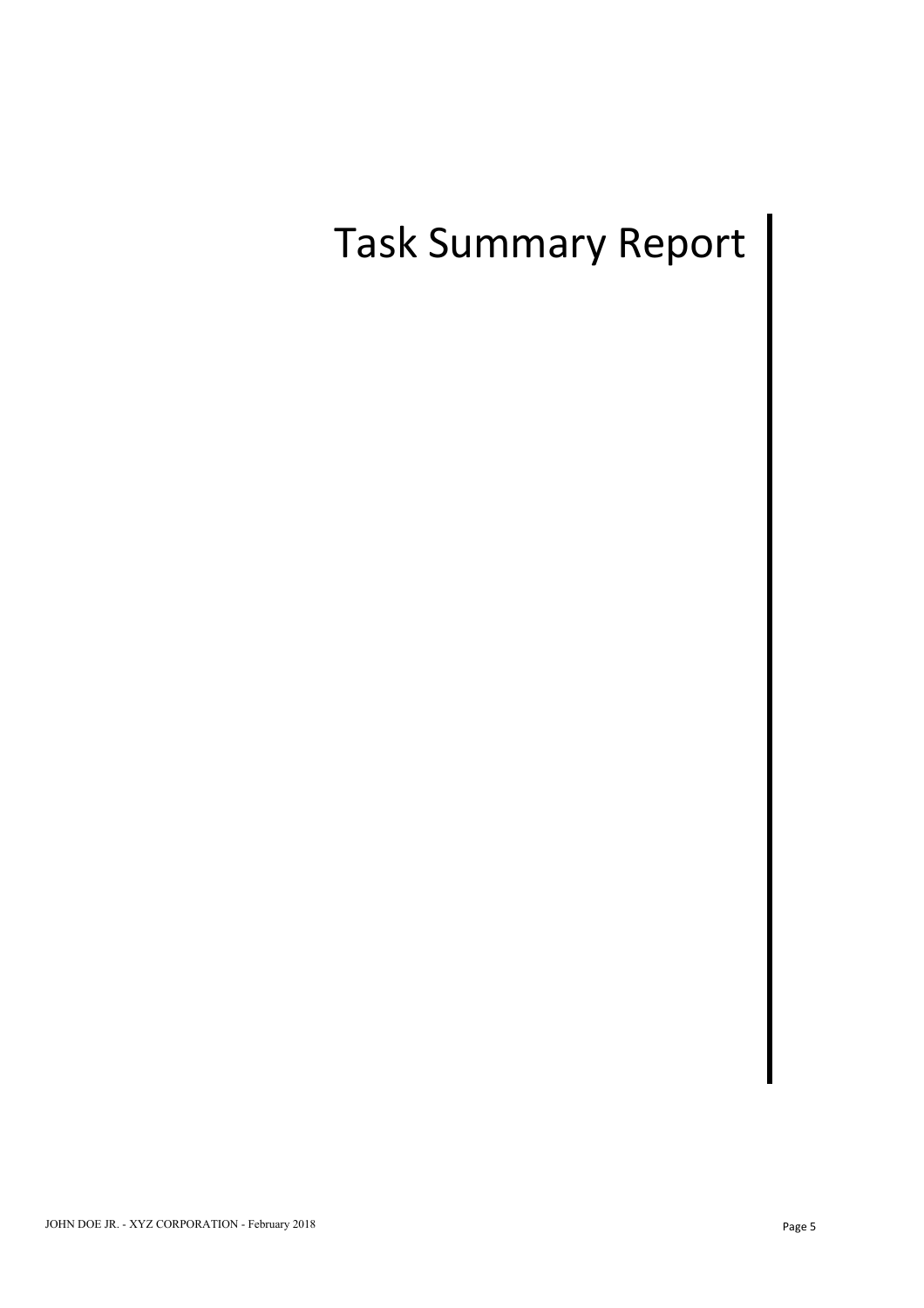# Task Summary Report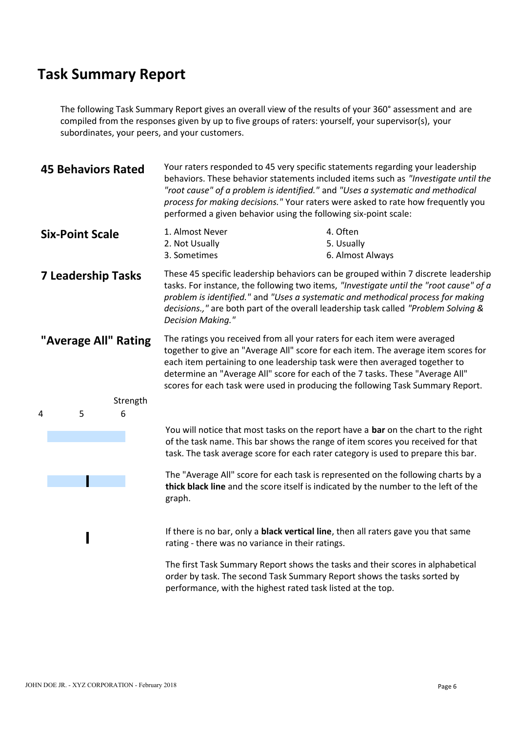# Task Summary Report

The following Task Summary Report gives an overall view of the results of your 360° assessment and are compiled from the responses given by up to five groups of raters: yourself, your supervisor(s), your subordinates, your peers, and your customers.

## 45 Behaviors Rated

Your raters responded to 45 very specific statements regarding your leadership behaviors. These behavior statements included items such as *"Investigate until the "root cause" of a problem is identified."* and *"Uses a systematic and methodical process for making decisions."* Your raters were asked to rate how frequently you performed a given behavior using the following six-point scale:

## Six-Point Scale

1. Almost Never
2. Not Usually
3. Sometimes
4. Often
5. Usually
6. Almost Always

## 7 Leadership Tasks

These 45 specific leadership behaviors can be grouped within 7 discrete leadership tasks. For instance, the following two items, *"Investigate until the "root cause" of a problem is identified."* and *"Uses a systematic and methodical process for making decisions.,"* are both part of the overall leadership task called *"Problem Solving & Decision Making."*

## "Average All" Rating

The ratings you received from all your raters for each item were averaged together to give an "Average All" score for each item. The average item scores for each item pertaining to one leadership task were then averaged together to determine an "Average All" score for each of the 7 tasks. These "Average All" scores for each task were used in producing the following Task Summary Report.

Strength

4 5 6

You will notice that most tasks on the report have a **bar** on the chart to the right of the task name. This bar shows the range of item scores you received for that task. The task average score for each rater category is used to prepare this bar.

The "Average All" score for each task is represented on the following charts by a **thick black line** and the score itself is indicated by the number to the left of the graph.

If there is no bar, only a **black vertical line**, then all raters gave you that same rating - there was no variance in their ratings.

The first Task Summary Report shows the tasks and their scores in alphabetical order by task. The second Task Summary Report shows the tasks sorted by performance, with the highest rated task listed at the top.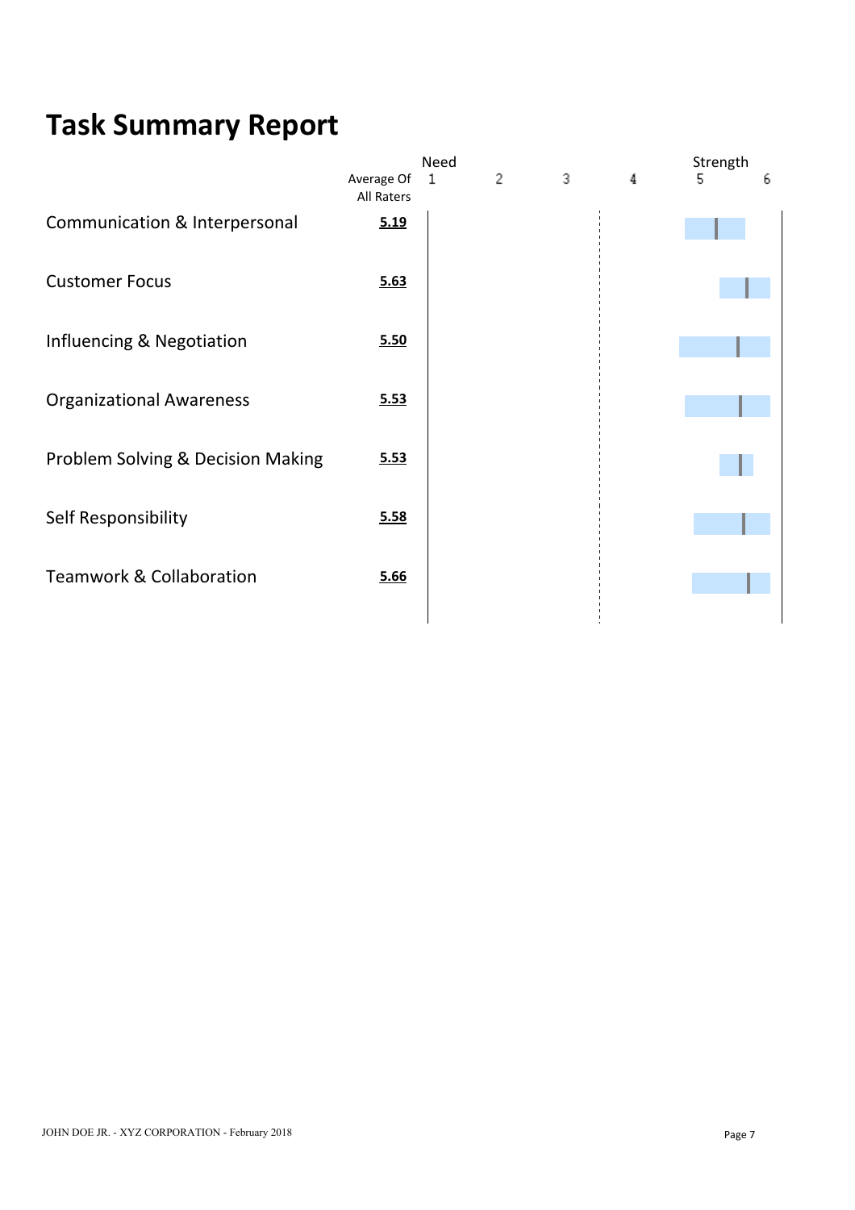# Task Summary Report

| | Average Of All Raters |
|---|---|
| Communication & Interpersonal | 5.19 |
| Customer Focus | 5.63 |
| Influencing & Negotiation | 5.50 |
| Organizational Awareness | 5.53 |
| Problem Solving & Decision Making | 5.53 |
| Self Responsibility | 5.58 |
| Teamwork & Collaboration | 5.66 |

Scale: Need 1 – 2 – 3 – 4 – 5 – 6 Strength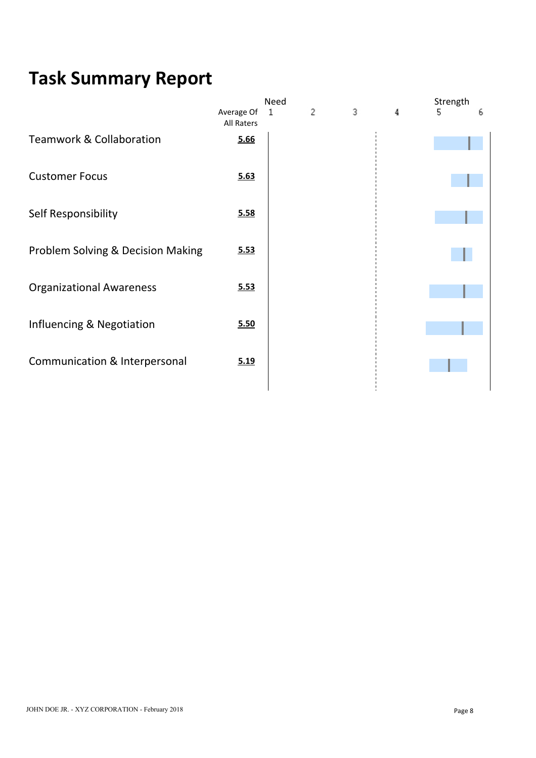# Task Summary Report

| | Average Of All Raters | Need 1 | 2 | 3 | 4 | Strength 5 | 6 |
|---|---|---|---|---|---|---|---|
| Teamwork & Collaboration | 5.66 | | | | | | |
| Customer Focus | 5.63 | | | | | | |
| Self Responsibility | 5.58 | | | | | | |
| Problem Solving & Decision Making | 5.53 | | | | | | |
| Organizational Awareness | 5.53 | | | | | | |
| Influencing & Negotiation | 5.50 | | | | | | |
| Communication & Interpersonal | 5.19 | | | | | | |

JOHN DOE JR. - XYZ CORPORATION - February 2018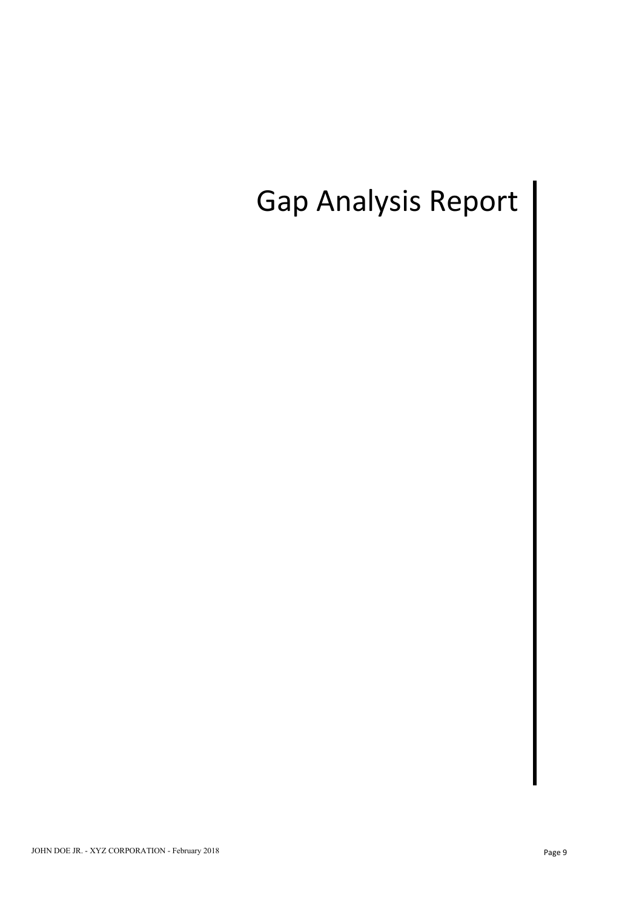# Gap Analysis Report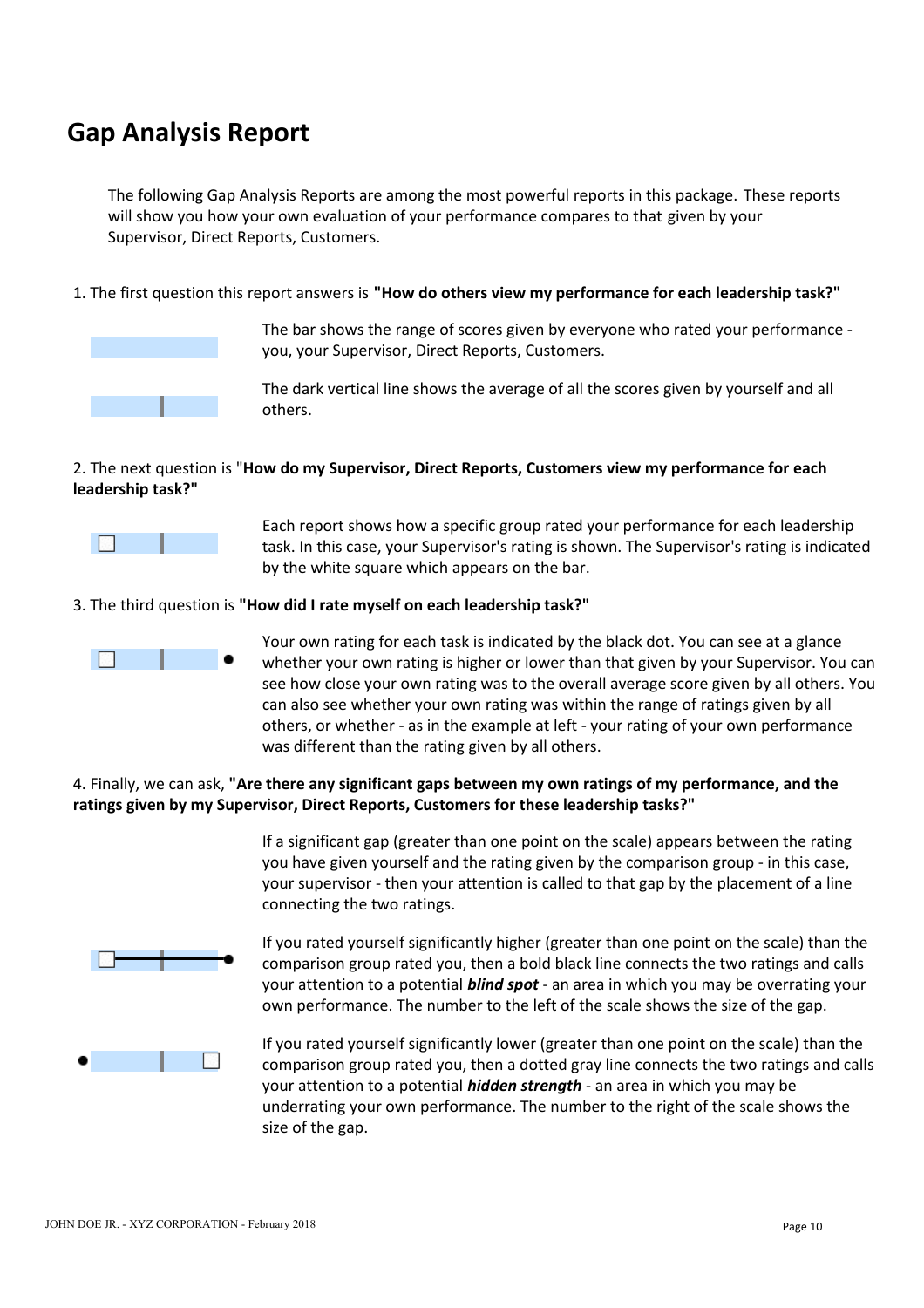# Gap Analysis Report

The following Gap Analysis Reports are among the most powerful reports in this package. These reports will show you how your own evaluation of your performance compares to that given by your Supervisor, Direct Reports, Customers.

1. The first question this report answers is **"How do others view my performance for each leadership task?"**

The bar shows the range of scores given by everyone who rated your performance - you, your Supervisor, Direct Reports, Customers.

The dark vertical line shows the average of all the scores given by yourself and all others.

2. The next question is "**How do my Supervisor, Direct Reports, Customers view my performance for each leadership task?"**

Each report shows how a specific group rated your performance for each leadership task. In this case, your Supervisor's rating is shown. The Supervisor's rating is indicated by the white square which appears on the bar.

3. The third question is **"How did I rate myself on each leadership task?"**

Your own rating for each task is indicated by the black dot. You can see at a glance whether your own rating is higher or lower than that given by your Supervisor. You can see how close your own rating was to the overall average score given by all others. You can also see whether your own rating was within the range of ratings given by all others, or whether - as in the example at left - your rating of your own performance was different than the rating given by all others.

4. Finally, we can ask, **"Are there any significant gaps between my own ratings of my performance, and the ratings given by my Supervisor, Direct Reports, Customers for these leadership tasks?"**

If a significant gap (greater than one point on the scale) appears between the rating you have given yourself and the rating given by the comparison group - in this case, your supervisor - then your attention is called to that gap by the placement of a line connecting the two ratings.

If you rated yourself significantly higher (greater than one point on the scale) than the comparison group rated you, then a bold black line connects the two ratings and calls your attention to a potential ***blind spot*** - an area in which you may be overrating your own performance. The number to the left of the scale shows the size of the gap.

If you rated yourself significantly lower (greater than one point on the scale) than the comparison group rated you, then a dotted gray line connects the two ratings and calls your attention to a potential ***hidden strength*** - an area in which you may be underrating your own performance. The number to the right of the scale shows the size of the gap.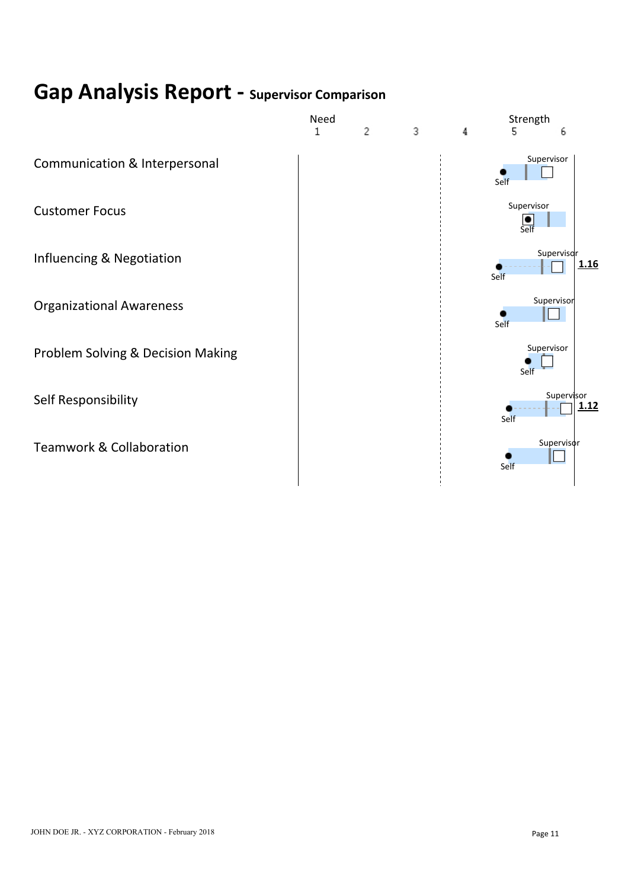# Gap Analysis Report - Supervisor Comparison

| | Need 1 | 2 | 3 | 4 | Strength 5 | 6 | Gap |
|---|---|---|---|---|---|---|---|
| Communication & Interpersonal | | | | | Self / Supervisor | | |
| Customer Focus | | | | | Self / Supervisor | | |
| Influencing & Negotiation | | | | | Self / Supervisor | | **1.16** |
| Organizational Awareness | | | | | Self / Supervisor | | |
| Problem Solving & Decision Making | | | | | Self / Supervisor | | |
| Self Responsibility | | | | | Self / Supervisor | | **1.12** |
| Teamwork & Collaboration | | | | | Self / Supervisor | | |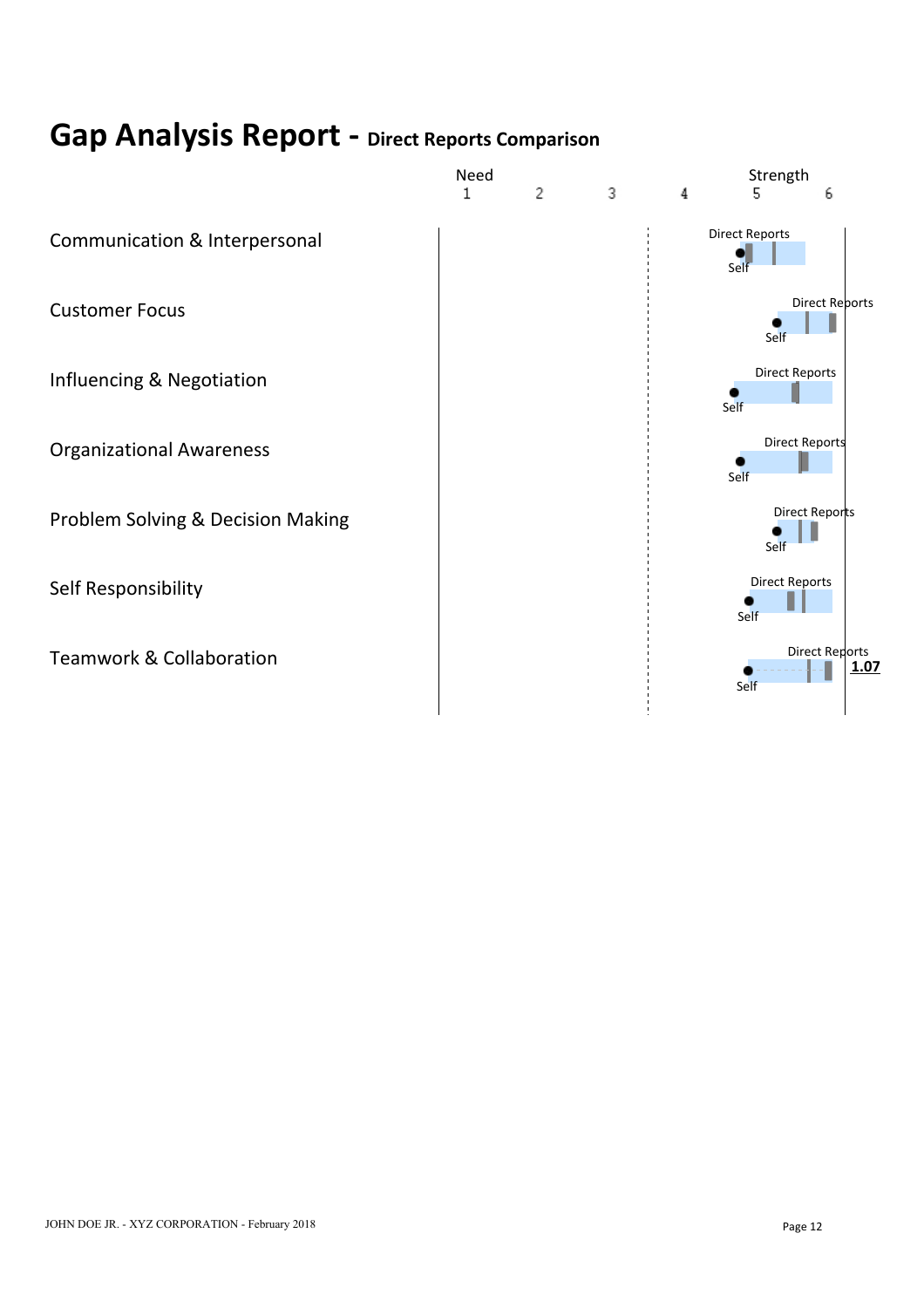# Gap Analysis Report - Direct Reports Comparison

| | Need 1 | 2 | 3 | 4 | Strength 5 | 6 |
|---|---|---|---|---|---|---|
| Communication & Interpersonal | | | | | Direct Reports / Self | |
| Customer Focus | | | | | Direct Reports / Self | |
| Influencing & Negotiation | | | | | Direct Reports / Self | |
| Organizational Awareness | | | | | Direct Reports / Self | |
| Problem Solving & Decision Making | | | | | Direct Reports / Self | |
| Self Responsibility | | | | | Direct Reports / Self | |
| Teamwork & Collaboration | | | | | Direct Reports / Self | 1.07 |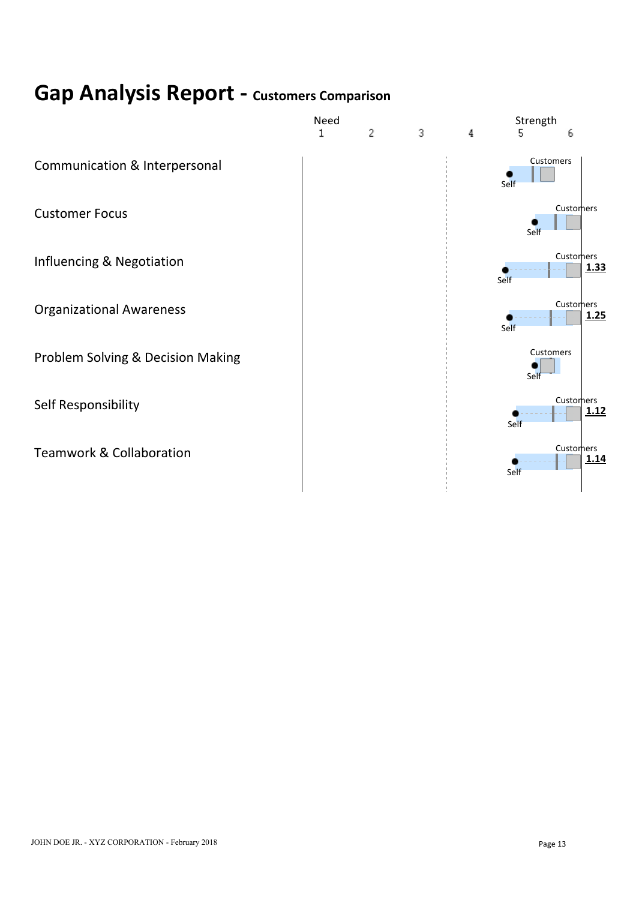# Gap Analysis Report - Customers Comparison

| | Need 1 | 2 | 3 | 4 | Strength 5 | 6 | Gap |
|---|---|---|---|---|---|---|---|
| Communication & Interpersonal | | | | | Self / Customers | | |
| Customer Focus | | | | | Self / Customers | | |
| Influencing & Negotiation | | | | | Self / Customers | | **1.33** |
| Organizational Awareness | | | | | Self / Customers | | **1.25** |
| Problem Solving & Decision Making | | | | | Self / Customers | | |
| Self Responsibility | | | | | Self / Customers | | **1.12** |
| Teamwork & Collaboration | | | | | Self / Customers | | **1.14** |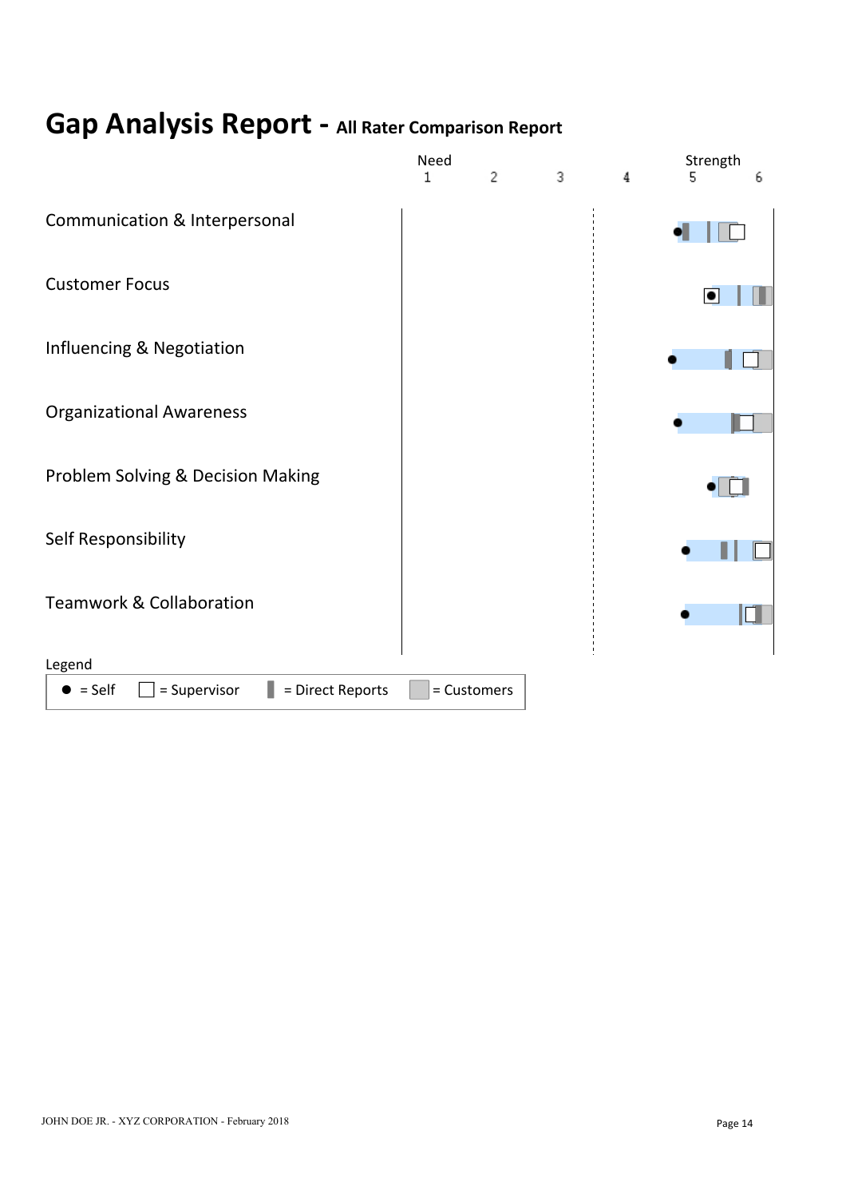# Gap Analysis Report - All Rater Comparison Report

| | Need 1 | 2 | 3 | 4 | Strength 5 | 6 |
|---|---|---|---|---|---|---|
| Communication & Interpersonal | | | | | | |
| Customer Focus | | | | | | |
| Influencing & Negotiation | | | | | | |
| Organizational Awareness | | | | | | |
| Problem Solving & Decision Making | | | | | | |
| Self Responsibility | | | | | | |
| Teamwork & Collaboration | | | | | | |

Legend

● = Self ☐ = Supervisor ▌ = Direct Reports ▒ = Customers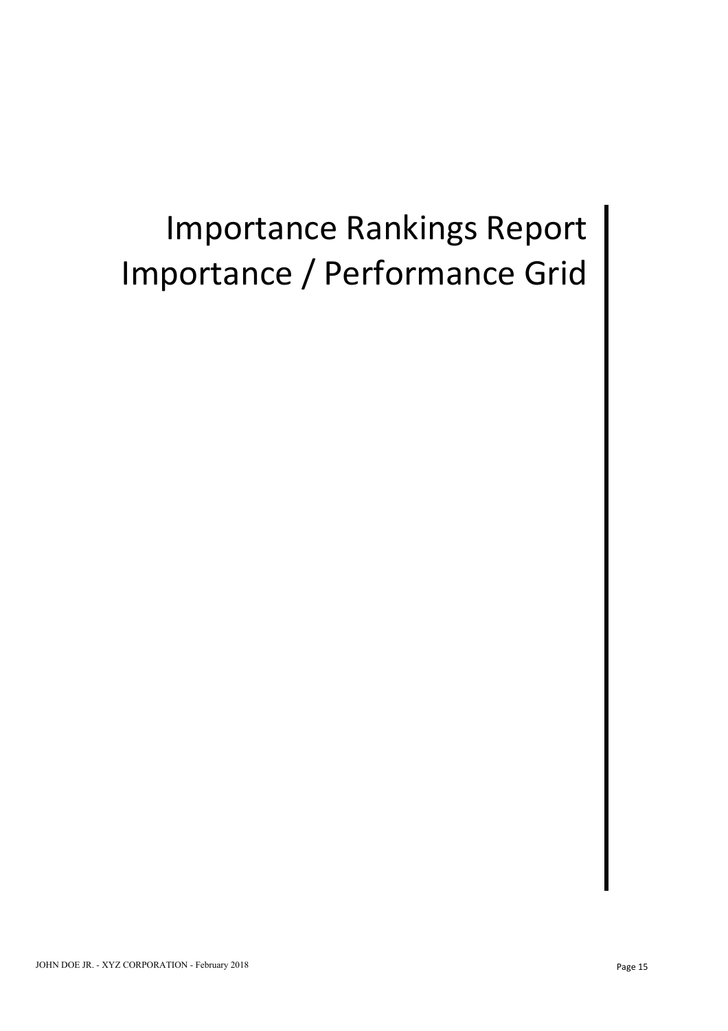# Importance Rankings Report
# Importance / Performance Grid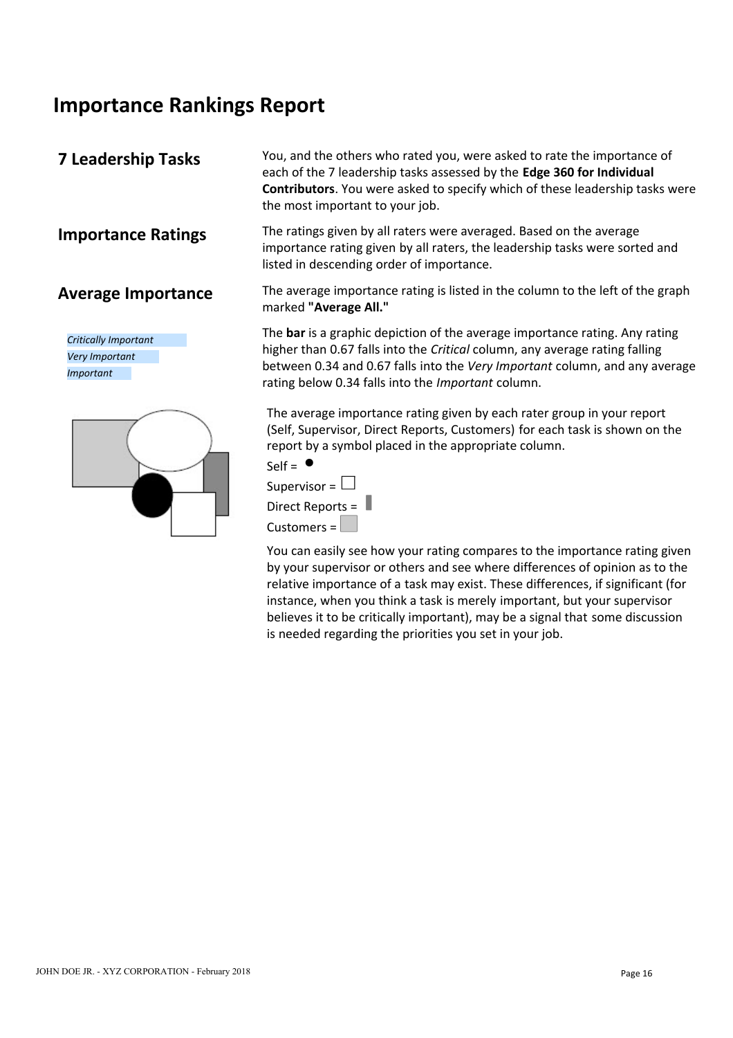# Importance Rankings Report

## 7 Leadership Tasks

You, and the others who rated you, were asked to rate the importance of each of the 7 leadership tasks assessed by the **Edge 360 for Individual Contributors**. You were asked to specify which of these leadership tasks were the most important to your job.

## Importance Ratings

The ratings given by all raters were averaged. Based on the average importance rating given by all raters, the leadership tasks were sorted and listed in descending order of importance.

## Average Importance

The average importance rating is listed in the column to the left of the graph marked **"Average All."**

*Critically Important*

*Very Important*

*Important*

The **bar** is a graphic depiction of the average importance rating. Any rating higher than 0.67 falls into the *Critical* column, any average rating falling between 0.34 and 0.67 falls into the *Very Important* column, and any average rating below 0.34 falls into the *Important* column.

The average importance rating given by each rater group in your report (Self, Supervisor, Direct Reports, Customers) for each task is shown on the report by a symbol placed in the appropriate column.

Self = ●

Supervisor = □

Direct Reports = ▮

Customers = ■

You can easily see how your rating compares to the importance rating given by your supervisor or others and see where differences of opinion as to the relative importance of a task may exist. These differences, if significant (for instance, when you think a task is merely important, but your supervisor believes it to be critically important), may be a signal that some discussion is needed regarding the priorities you set in your job.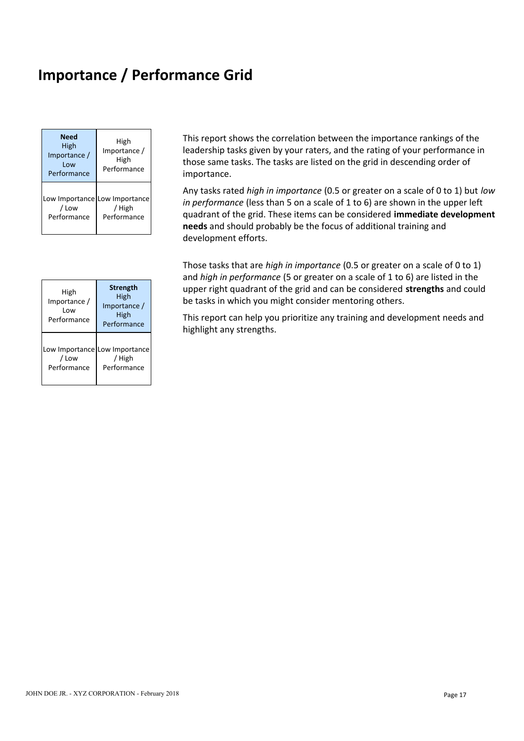# Importance / Performance Grid

| **Need** High Importance / Low Performance | High Importance / High Performance |
|---|---|
| Low Importance / Low Performance | Low Importance / High Performance |

This report shows the correlation between the importance rankings of the leadership tasks given by your raters, and the rating of your performance in those same tasks. The tasks are listed on the grid in descending order of importance.

Any tasks rated *high in importance* (0.5 or greater on a scale of 0 to 1) but *low in performance* (less than 5 on a scale of 1 to 6) are shown in the upper left quadrant of the grid. These items can be considered **immediate development needs** and should probably be the focus of additional training and development efforts.

| High Importance / Low Performance | **Strength** High Importance / High Performance |
|---|---|
| Low Importance / Low Performance | Low Importance / High Performance |

Those tasks that are *high in importance* (0.5 or greater on a scale of 0 to 1) and *high in performance* (5 or greater on a scale of 1 to 6) are listed in the upper right quadrant of the grid and can be considered **strengths** and could be tasks in which you might consider mentoring others.

This report can help you prioritize any training and development needs and highlight any strengths.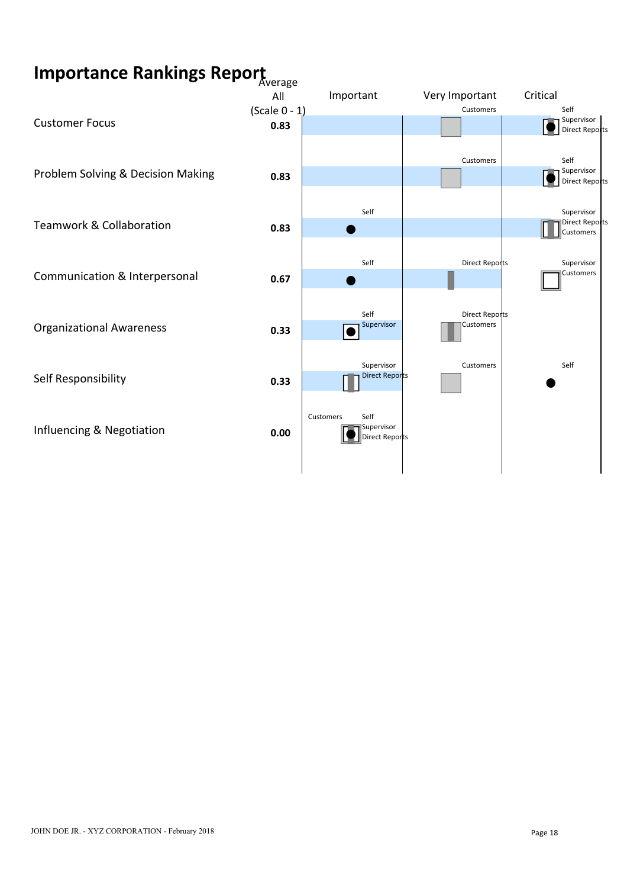# Importance Rankings Report

| Competency | Average All (Scale 0 - 1) | Important | Very Important | Critical |
|---|---|---|---|---|
| Customer Focus | 0.83 | | Customers | Self, Supervisor, Direct Reports |
| Problem Solving & Decision Making | 0.83 | | Customers | Self, Supervisor, Direct Reports |
| Teamwork & Collaboration | 0.83 | Self | | Supervisor, Direct Reports, Customers |
| Communication & Interpersonal | 0.67 | Self | Direct Reports | Supervisor, Customers |
| Organizational Awareness | 0.33 | Self, Supervisor | Direct Reports, Customers | |
| Self Responsibility | 0.33 | Supervisor, Direct Reports | Customers | Self |
| Influencing & Negotiation | 0.00 | Customers, Self, Supervisor, Direct Reports | | |

JOHN DOE JR. - XYZ CORPORATION - February 2018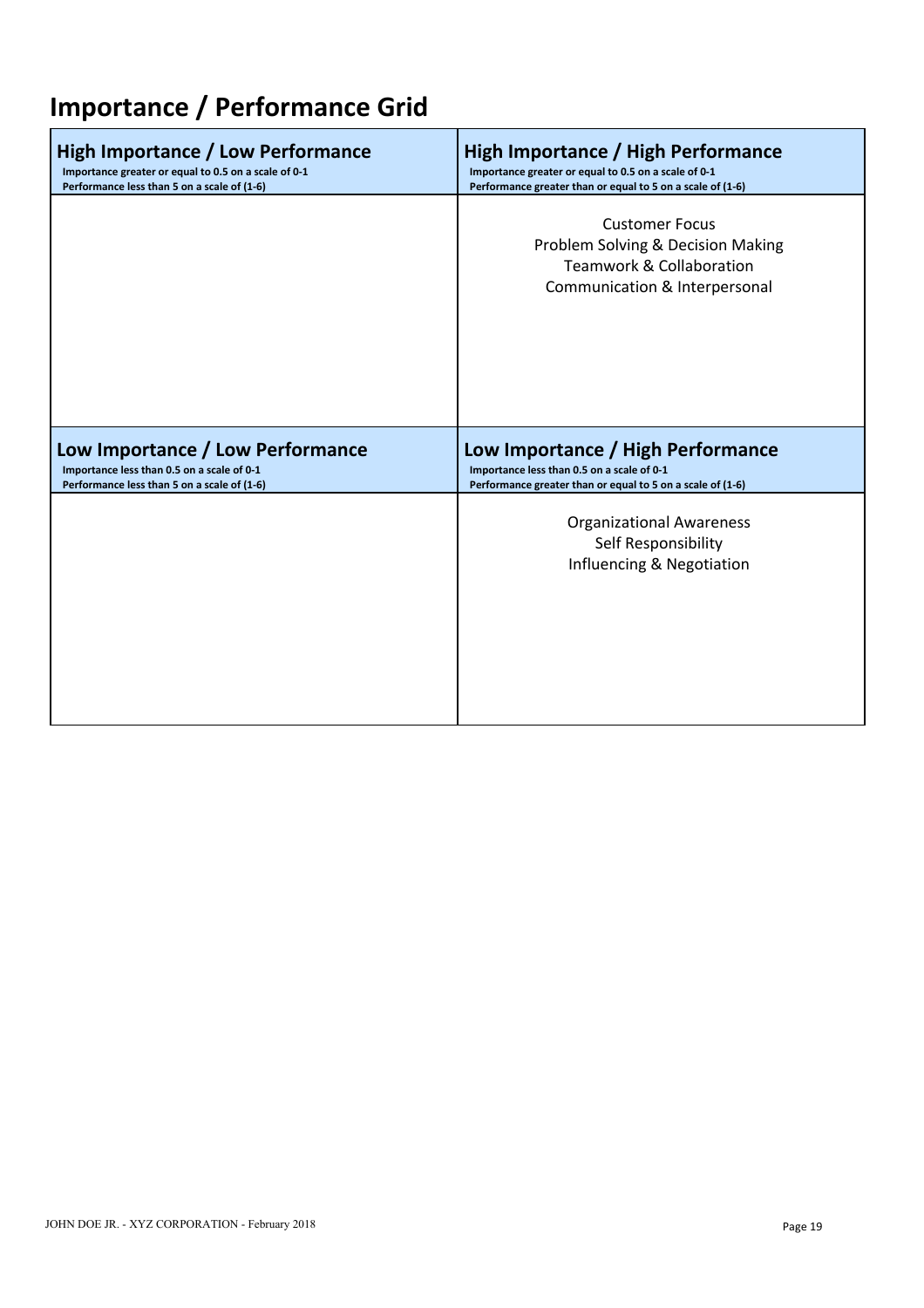# Importance / Performance Grid

| High Importance / Low Performance<br>Importance greater or equal to 0.5 on a scale of 0-1<br>Performance less than 5 on a scale of (1-6) | High Importance / High Performance<br>Importance greater or equal to 0.5 on a scale of 0-1<br>Performance greater than or equal to 5 on a scale of (1-6) |
| --- | --- |
| | Customer Focus<br>Problem Solving & Decision Making<br>Teamwork & Collaboration<br>Communication & Interpersonal |
| **Low Importance / Low Performance**<br>Importance less than 0.5 on a scale of 0-1<br>Performance less than 5 on a scale of (1-6) | **Low Importance / High Performance**<br>Importance less than 0.5 on a scale of 0-1<br>Performance greater than or equal to 5 on a scale of (1-6) |
| | Organizational Awareness<br>Self Responsibility<br>Influencing & Negotiation |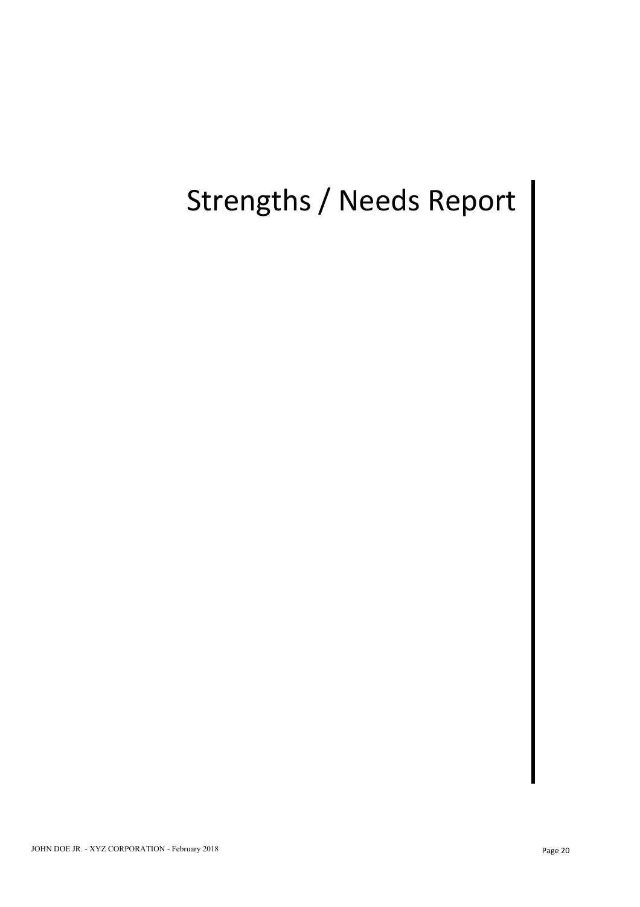# Strengths / Needs Report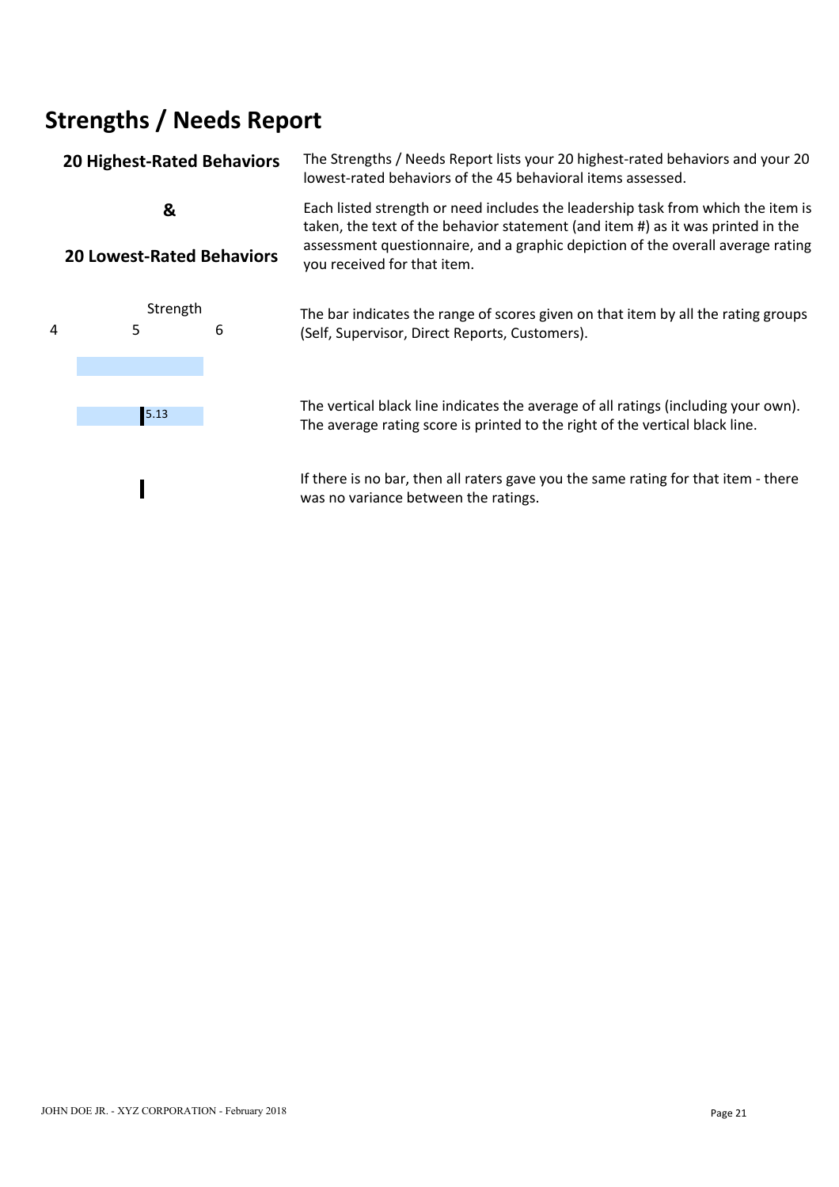# Strengths / Needs Report

**20 Highest-Rated Behaviors**

**&**

**20 Lowest-Rated Behaviors**

The Strengths / Needs Report lists your 20 highest-rated behaviors and your 20 lowest-rated behaviors of the 45 behavioral items assessed.

Each listed strength or need includes the leadership task from which the item is taken, the text of the behavior statement (and item #) as it was printed in the assessment questionnaire, and a graphic depiction of the overall average rating you received for that item.

Strength

4 5 6

The bar indicates the range of scores given on that item by all the rating groups (Self, Supervisor, Direct Reports, Customers).

5.13

The vertical black line indicates the average of all ratings (including your own). The average rating score is printed to the right of the vertical black line.

If there is no bar, then all raters gave you the same rating for that item - there was no variance between the ratings.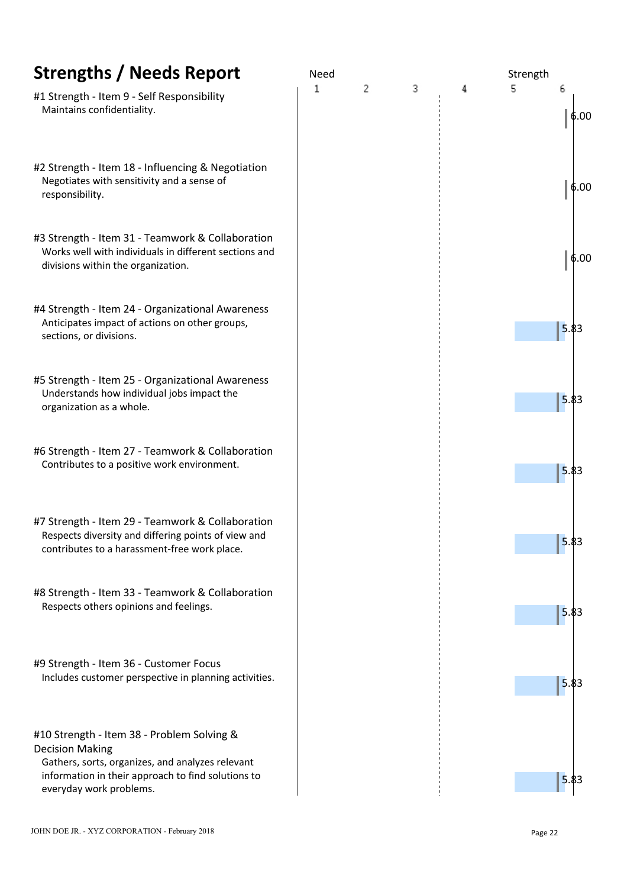## Strengths / Needs Report

| Item | Score (Need 1 – 6 Strength) |
|---|---|
| #1 Strength - Item 9 - Self Responsibility<br>Maintains confidentiality. | 6.00 |
| #2 Strength - Item 18 - Influencing & Negotiation<br>Negotiates with sensitivity and a sense of responsibility. | 6.00 |
| #3 Strength - Item 31 - Teamwork & Collaboration<br>Works well with individuals in different sections and divisions within the organization. | 6.00 |
| #4 Strength - Item 24 - Organizational Awareness<br>Anticipates impact of actions on other groups, sections, or divisions. | 5.83 |
| #5 Strength - Item 25 - Organizational Awareness<br>Understands how individual jobs impact the organization as a whole. | 5.83 |
| #6 Strength - Item 27 - Teamwork & Collaboration<br>Contributes to a positive work environment. | 5.83 |
| #7 Strength - Item 29 - Teamwork & Collaboration<br>Respects diversity and differing points of view and contributes to a harassment-free work place. | 5.83 |
| #8 Strength - Item 33 - Teamwork & Collaboration<br>Respects others opinions and feelings. | 5.83 |
| #9 Strength - Item 36 - Customer Focus<br>Includes customer perspective in planning activities. | 5.83 |
| #10 Strength - Item 38 - Problem Solving & Decision Making<br>Gathers, sorts, organizes, and analyzes relevant information in their approach to find solutions to everyday work problems. | 5.83 |

JOHN DOE JR. - XYZ CORPORATION - February 2018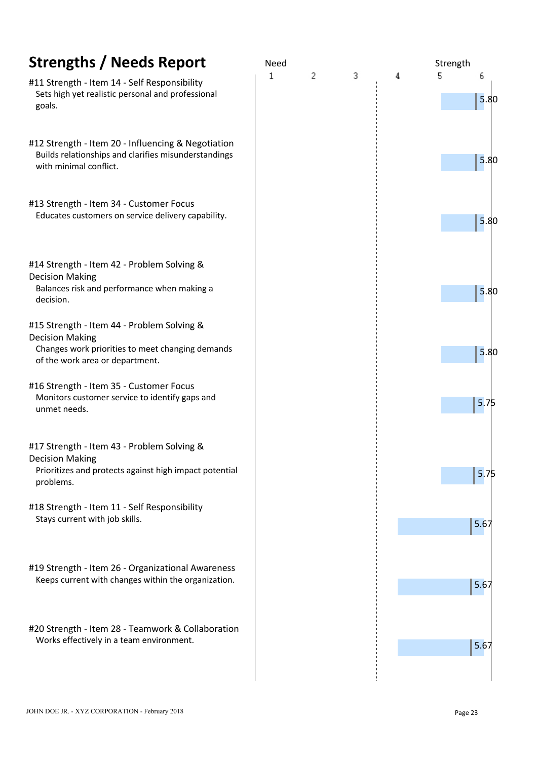# Strengths / Needs Report

| Item | Score |
|---|---|
| **#11 Strength - Item 14 - Self Responsibility**<br>Sets high yet realistic personal and professional goals. | 5.80 |
| **#12 Strength - Item 20 - Influencing & Negotiation**<br>Builds relationships and clarifies misunderstandings with minimal conflict. | 5.80 |
| **#13 Strength - Item 34 - Customer Focus**<br>Educates customers on service delivery capability. | 5.80 |
| **#14 Strength - Item 42 - Problem Solving & Decision Making**<br>Balances risk and performance when making a decision. | 5.80 |
| **#15 Strength - Item 44 - Problem Solving & Decision Making**<br>Changes work priorities to meet changing demands of the work area or department. | 5.80 |
| **#16 Strength - Item 35 - Customer Focus**<br>Monitors customer service to identify gaps and unmet needs. | 5.75 |
| **#17 Strength - Item 43 - Problem Solving & Decision Making**<br>Prioritizes and protects against high impact potential problems. | 5.75 |
| **#18 Strength - Item 11 - Self Responsibility**<br>Stays current with job skills. | 5.67 |
| **#19 Strength - Item 26 - Organizational Awareness**<br>Keeps current with changes within the organization. | 5.67 |
| **#20 Strength - Item 28 - Teamwork & Collaboration**<br>Works effectively in a team environment. | 5.67 |

Scale: Need 1 – 2 – 3 – 4 – 5 – 6 Strength

JOHN DOE JR. - XYZ CORPORATION - February 2018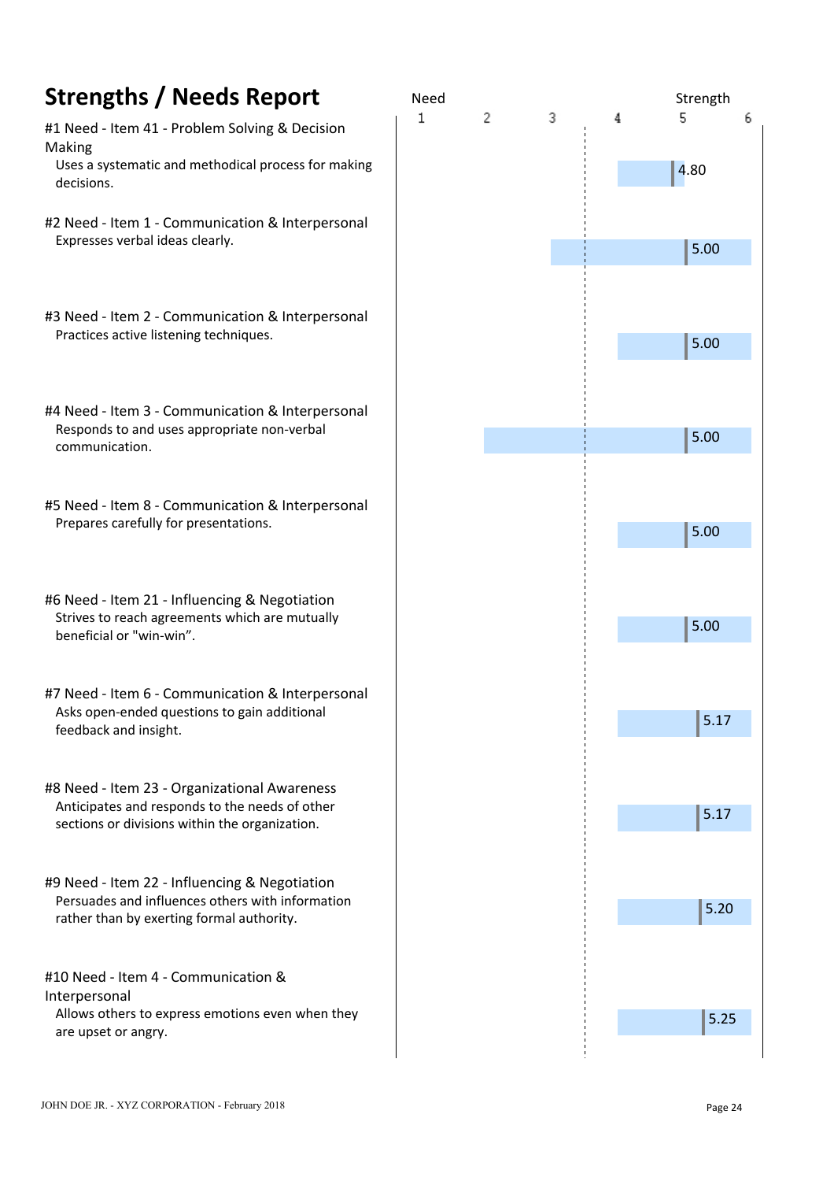# Strengths / Needs Report

| Item | Score |
|---|---|
| **#1 Need - Item 41 - Problem Solving & Decision Making**<br>Uses a systematic and methodical process for making decisions. | 4.80 |
| **#2 Need - Item 1 - Communication & Interpersonal**<br>Expresses verbal ideas clearly. | 5.00 |
| **#3 Need - Item 2 - Communication & Interpersonal**<br>Practices active listening techniques. | 5.00 |
| **#4 Need - Item 3 - Communication & Interpersonal**<br>Responds to and uses appropriate non-verbal communication. | 5.00 |
| **#5 Need - Item 8 - Communication & Interpersonal**<br>Prepares carefully for presentations. | 5.00 |
| **#6 Need - Item 21 - Influencing & Negotiation**<br>Strives to reach agreements which are mutually beneficial or "win-win". | 5.00 |
| **#7 Need - Item 6 - Communication & Interpersonal**<br>Asks open-ended questions to gain additional feedback and insight. | 5.17 |
| **#8 Need - Item 23 - Organizational Awareness**<br>Anticipates and responds to the needs of other sections or divisions within the organization. | 5.17 |
| **#9 Need - Item 22 - Influencing & Negotiation**<br>Persuades and influences others with information rather than by exerting formal authority. | 5.20 |
| **#10 Need - Item 4 - Communication & Interpersonal**<br>Allows others to express emotions even when they are upset or angry. | 5.25 |

Scale: Need 1 – 2 – 3 – 4 – 5 – 6 Strength

JOHN DOE JR. - XYZ CORPORATION - February 2018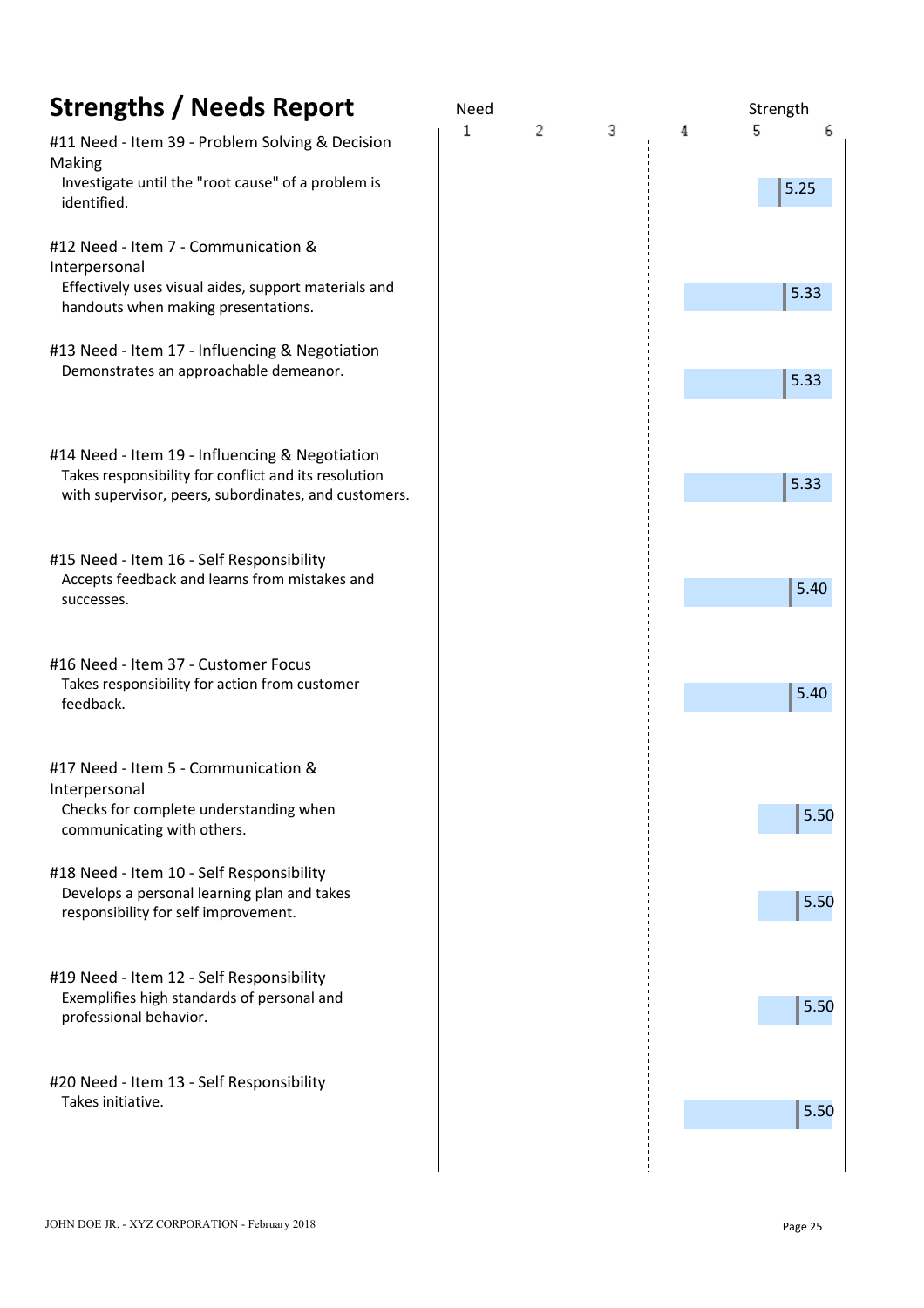# Strengths / Needs Report

| Item | Score (Need 1 – 6 Strength) |
|---|---|
| **#11 Need - Item 39 - Problem Solving & Decision Making**<br>Investigate until the "root cause" of a problem is identified. | 5.25 |
| **#12 Need - Item 7 - Communication & Interpersonal**<br>Effectively uses visual aides, support materials and handouts when making presentations. | 5.33 |
| **#13 Need - Item 17 - Influencing & Negotiation**<br>Demonstrates an approachable demeanor. | 5.33 |
| **#14 Need - Item 19 - Influencing & Negotiation**<br>Takes responsibility for conflict and its resolution with supervisor, peers, subordinates, and customers. | 5.33 |
| **#15 Need - Item 16 - Self Responsibility**<br>Accepts feedback and learns from mistakes and successes. | 5.40 |
| **#16 Need - Item 37 - Customer Focus**<br>Takes responsibility for action from customer feedback. | 5.40 |
| **#17 Need - Item 5 - Communication & Interpersonal**<br>Checks for complete understanding when communicating with others. | 5.50 |
| **#18 Need - Item 10 - Self Responsibility**<br>Develops a personal learning plan and takes responsibility for self improvement. | 5.50 |
| **#19 Need - Item 12 - Self Responsibility**<br>Exemplifies high standards of personal and professional behavior. | 5.50 |
| **#20 Need - Item 13 - Self Responsibility**<br>Takes initiative. | 5.50 |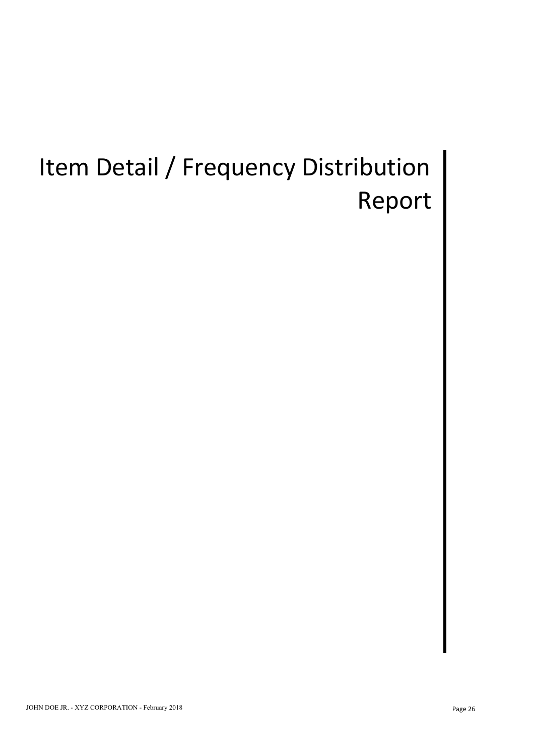# Item Detail / Frequency Distribution Report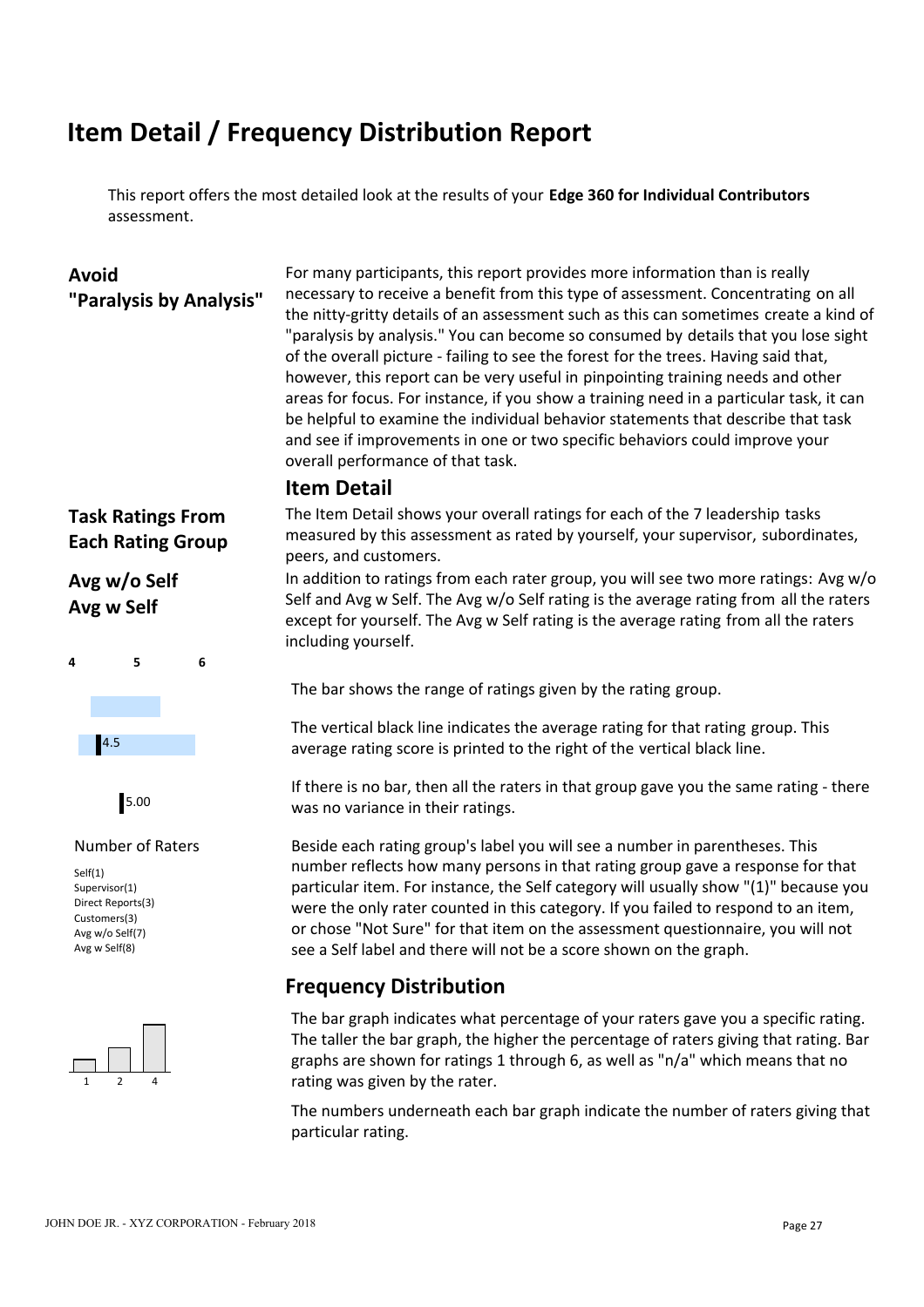# Item Detail / Frequency Distribution Report

This report offers the most detailed look at the results of your **Edge 360 for Individual Contributors** assessment.

### Avoid "Paralysis by Analysis"

For many participants, this report provides more information than is really necessary to receive a benefit from this type of assessment. Concentrating on all the nitty-gritty details of an assessment such as this can sometimes create a kind of "paralysis by analysis." You can become so consumed by details that you lose sight of the overall picture - failing to see the forest for the trees. Having said that, however, this report can be very useful in pinpointing training needs and other areas for focus. For instance, if you show a training need in a particular task, it can be helpful to examine the individual behavior statements that describe that task and see if improvements in one or two specific behaviors could improve your overall performance of that task.

## Item Detail

### Task Ratings From Each Rating Group

The Item Detail shows your overall ratings for each of the 7 leadership tasks measured by this assessment as rated by yourself, your supervisor, subordinates, peers, and customers.

### Avg w/o Self
### Avg w Self

In addition to ratings from each rater group, you will see two more ratings: Avg w/o Self and Avg w Self. The Avg w/o Self rating is the average rating from all the raters except for yourself. The Avg w Self rating is the average rating from all the raters including yourself.

4 5 6

The bar shows the range of ratings given by the rating group.

4.5

The vertical black line indicates the average rating for that rating group. This average rating score is printed to the right of the vertical black line.

5.00

If there is no bar, then all the raters in that group gave you the same rating - there was no variance in their ratings.

Number of Raters

Self(1)
Supervisor(1)
Direct Reports(3)
Customers(3)
Avg w/o Self(7)
Avg w Self(8)

Beside each rating group's label you will see a number in parentheses. This number reflects how many persons in that rating group gave a response for that particular item. For instance, the Self category will usually show "(1)" because you were the only rater counted in this category. If you failed to respond to an item, or chose "Not Sure" for that item on the assessment questionnaire, you will not see a Self label and there will not be a score shown on the graph.

## Frequency Distribution

1 2 4

The bar graph indicates what percentage of your raters gave you a specific rating. The taller the bar graph, the higher the percentage of raters giving that rating. Bar graphs are shown for ratings 1 through 6, as well as "n/a" which means that no rating was given by the rater.

The numbers underneath each bar graph indicate the number of raters giving that particular rating.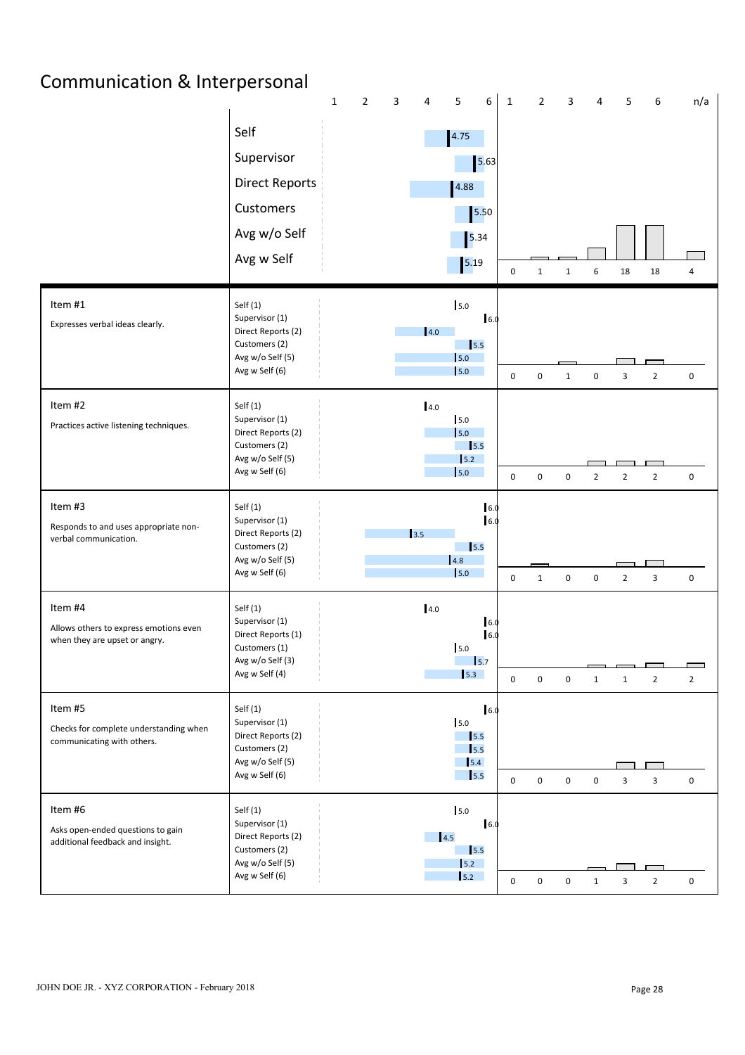# Communication & Interpersonal

| | Rater | Score | Distribution (1 / 2 / 3 / 4 / 5 / 6 / n/a) |
|---|---|---|---|
| | Self | 4.75 | |
| | Supervisor | 5.63 | |
| | Direct Reports | 4.88 | |
| | Customers | 5.50 | |
| | Avg w/o Self | 5.34 | |
| | Avg w Self | 5.19 | 0 / 1 / 1 / 6 / 18 / 18 / 4 |
| **Item #1**<br>Expresses verbal ideas clearly. | Self (1) | 5.0 | |
| | Supervisor (1) | 6.0 | |
| | Direct Reports (2) | 4.0 | |
| | Customers (2) | 5.5 | |
| | Avg w/o Self (5) | 5.0 | |
| | Avg w Self (6) | 5.0 | 0 / 0 / 1 / 0 / 3 / 2 / 0 |
| **Item #2**<br>Practices active listening techniques. | Self (1) | 4.0 | |
| | Supervisor (1) | 5.0 | |
| | Direct Reports (2) | 5.0 | |
| | Customers (2) | 5.5 | |
| | Avg w/o Self (5) | 5.2 | |
| | Avg w Self (6) | 5.0 | 0 / 0 / 0 / 2 / 2 / 2 / 0 |
| **Item #3**<br>Responds to and uses appropriate non-verbal communication. | Self (1) | 6.0 | |
| | Supervisor (1) | 6.0 | |
| | Direct Reports (2) | 3.5 | |
| | Customers (2) | 5.5 | |
| | Avg w/o Self (5) | 4.8 | |
| | Avg w Self (6) | 5.0 | 0 / 1 / 0 / 0 / 2 / 3 / 0 |
| **Item #4**<br>Allows others to express emotions even when they are upset or angry. | Self (1) | 4.0 | |
| | Supervisor (1) | 6.0 | |
| | Direct Reports (1) | 6.0 | |
| | Customers (1) | 5.0 | |
| | Avg w/o Self (3) | 5.7 | |
| | Avg w Self (4) | 5.3 | 0 / 0 / 0 / 1 / 1 / 2 / 2 |
| **Item #5**<br>Checks for complete understanding when communicating with others. | Self (1) | 6.0 | |
| | Supervisor (1) | 5.0 | |
| | Direct Reports (2) | 5.5 | |
| | Customers (2) | 5.5 | |
| | Avg w/o Self (5) | 5.4 | |
| | Avg w Self (6) | 5.5 | 0 / 0 / 0 / 0 / 3 / 3 / 0 |
| **Item #6**<br>Asks open-ended questions to gain additional feedback and insight. | Self (1) | 5.0 | |
| | Supervisor (1) | 6.0 | |
| | Direct Reports (2) | 4.5 | |
| | Customers (2) | 5.5 | |
| | Avg w/o Self (5) | 5.2 | |
| | Avg w Self (6) | 5.2 | 0 / 0 / 0 / 1 / 3 / 2 / 0 |

JOHN DOE JR. - XYZ CORPORATION - February 2018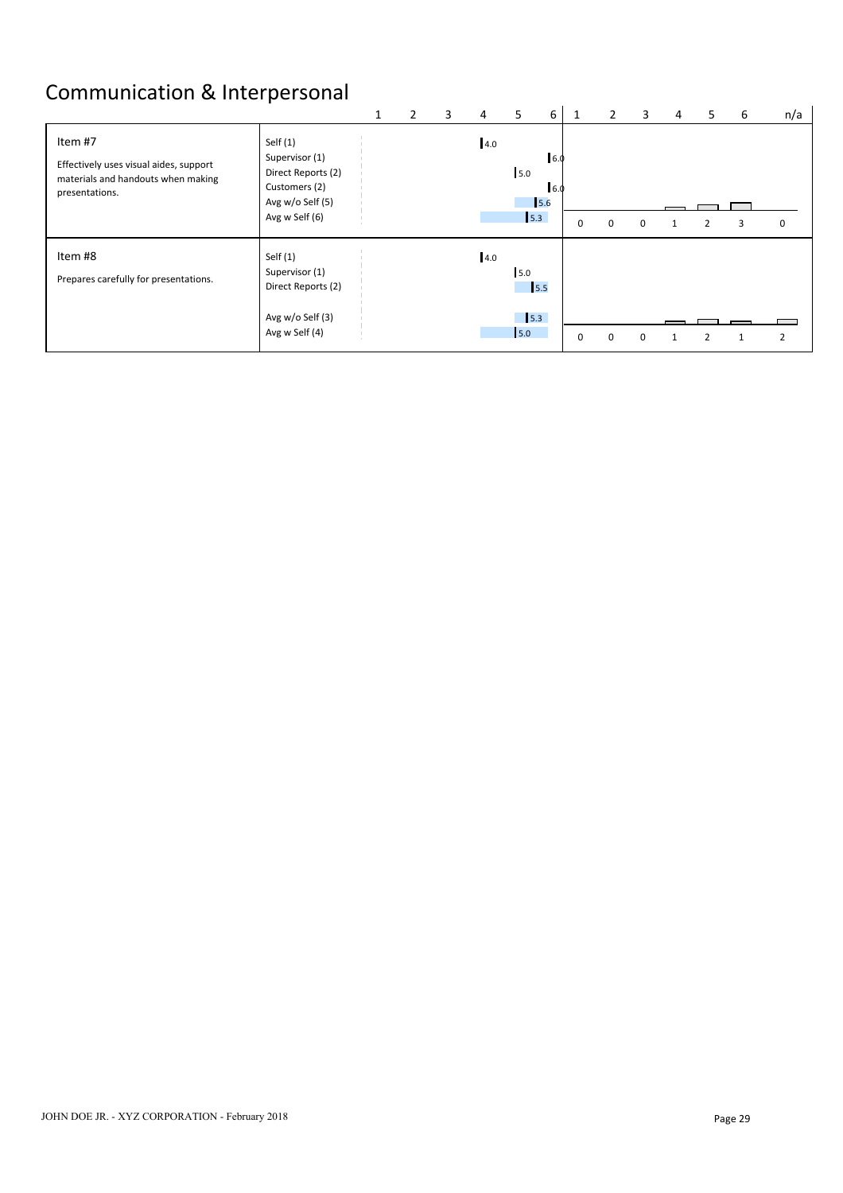# Communication & Interpersonal

| Item | Rater | Score (1–6) | 1 | 2 | 3 | 4 | 5 | 6 | n/a |
|---|---|---|---|---|---|---|---|---|---|
| Item #7<br>Effectively uses visual aides, support materials and handouts when making presentations. | Self (1) | 4.0 | | | | | | | |
| | Supervisor (1) | 6.0 | | | | | | | |
| | Direct Reports (2) | 5.0 | | | | | | | |
| | Customers (2) | 6.0 | | | | | | | |
| | Avg w/o Self (5) | 5.6 | | | | | | | |
| | Avg w Self (6) | 5.3 | 0 | 0 | 0 | 1 | 2 | 3 | 0 |
| Item #8<br>Prepares carefully for presentations. | Self (1) | 4.0 | | | | | | | |
| | Supervisor (1) | 5.0 | | | | | | | |
| | Direct Reports (2) | 5.5 | | | | | | | |
| | Avg w/o Self (3) | 5.3 | | | | | | | |
| | Avg w Self (4) | 5.0 | 0 | 0 | 0 | 1 | 2 | 1 | 2 |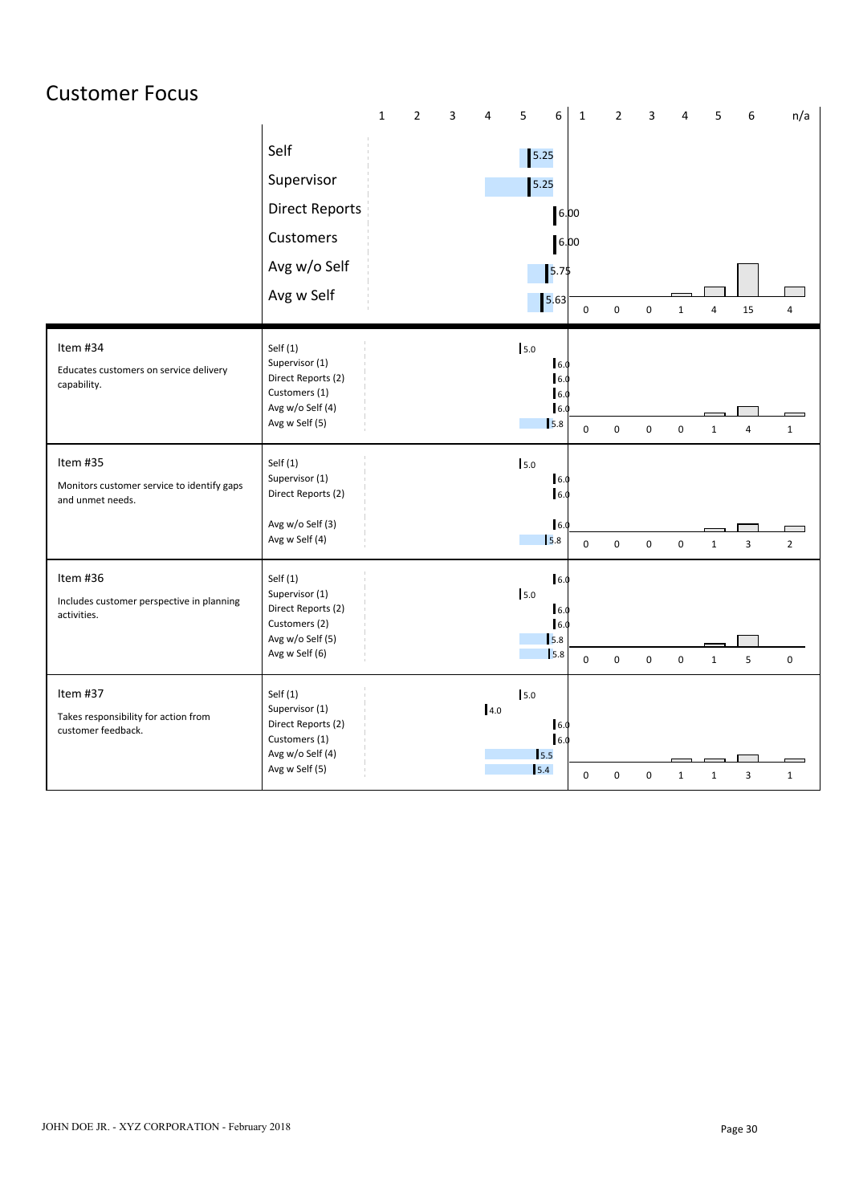# Customer Focus

| | Rater | Score | 1 | 2 | 3 | 4 | 5 | 6 | n/a |
|---|---|---|---|---|---|---|---|---|---|
| | Self | 5.25 | 0 | 0 | 0 | 1 | 4 | 15 | 4 |
| | Supervisor | 5.25 | | | | | | | |
| | Direct Reports | 6.00 | | | | | | | |
| | Customers | 6.00 | | | | | | | |
| | Avg w/o Self | 5.75 | | | | | | | |
| | Avg w Self | 5.63 | | | | | | | |
| **Item #34** Educates customers on service delivery capability. | Self (1) | 5.0 | 0 | 0 | 0 | 0 | 1 | 4 | 1 |
| | Supervisor (1) | 6.0 | | | | | | | |
| | Direct Reports (2) | 6.0 | | | | | | | |
| | Customers (1) | 6.0 | | | | | | | |
| | Avg w/o Self (4) | 6.0 | | | | | | | |
| | Avg w Self (5) | 5.8 | | | | | | | |
| **Item #35** Monitors customer service to identify gaps and unmet needs. | Self (1) | 5.0 | 0 | 0 | 0 | 0 | 1 | 3 | 2 |
| | Supervisor (1) | 6.0 | | | | | | | |
| | Direct Reports (2) | 6.0 | | | | | | | |
| | Avg w/o Self (3) | 6.0 | | | | | | | |
| | Avg w Self (4) | 5.8 | | | | | | | |
| **Item #36** Includes customer perspective in planning activities. | Self (1) | 6.0 | 0 | 0 | 0 | 0 | 1 | 5 | 0 |
| | Supervisor (1) | 5.0 | | | | | | | |
| | Direct Reports (2) | 6.0 | | | | | | | |
| | Customers (2) | 6.0 | | | | | | | |
| | Avg w/o Self (5) | 5.8 | | | | | | | |
| | Avg w Self (6) | 5.8 | | | | | | | |
| **Item #37** Takes responsibility for action from customer feedback. | Self (1) | 5.0 | 0 | 0 | 0 | 1 | 1 | 3 | 1 |
| | Supervisor (1) | 4.0 | | | | | | | |
| | Direct Reports (2) | 6.0 | | | | | | | |
| | Customers (1) | 6.0 | | | | | | | |
| | Avg w/o Self (4) | 5.5 | | | | | | | |
| | Avg w Self (5) | 5.4 | | | | | | | |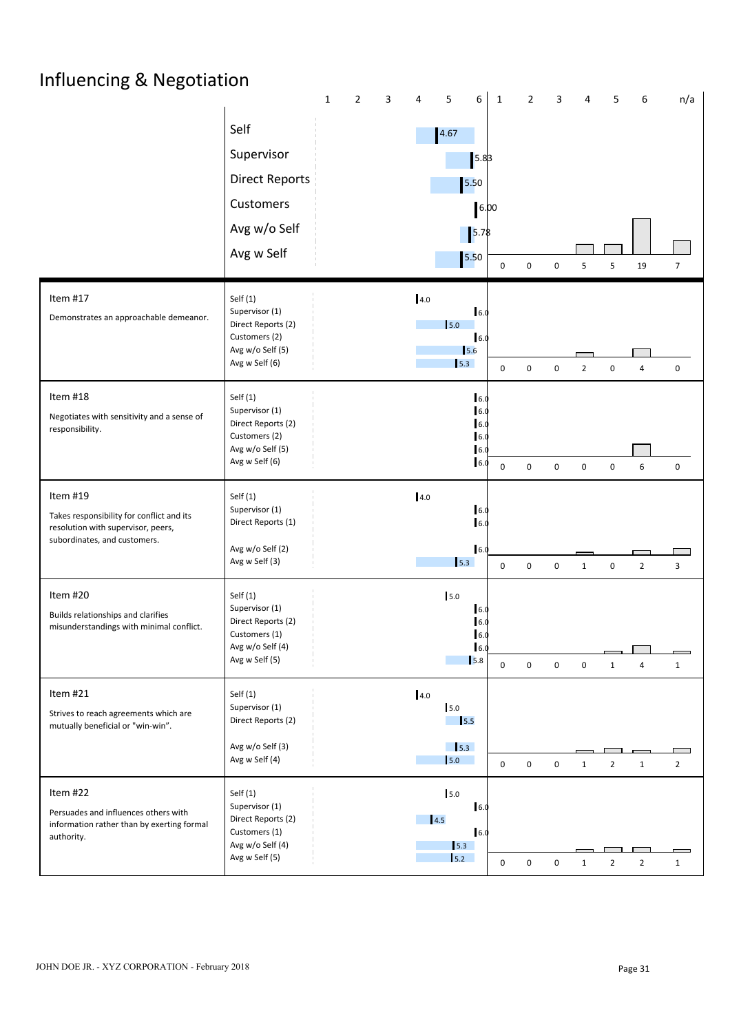# Influencing & Negotiation

| | Rater | Score | 1 | 2 | 3 | 4 | 5 | 6 | n/a |
|---|---|---|---|---|---|---|---|---|---|
| | Self | 4.67 | 0 | 0 | 0 | 5 | 5 | 19 | 7 |
| | Supervisor | 5.83 | | | | | | | |
| | Direct Reports | 5.50 | | | | | | | |
| | Customers | 6.00 | | | | | | | |
| | Avg w/o Self | 5.78 | | | | | | | |
| | Avg w Self | 5.50 | | | | | | | |
| **Item #17** Demonstrates an approachable demeanor. | Self (1) | 4.0 | 0 | 0 | 0 | 2 | 0 | 4 | 0 |
| | Supervisor (1) | 6.0 | | | | | | | |
| | Direct Reports (2) | 5.0 | | | | | | | |
| | Customers (2) | 6.0 | | | | | | | |
| | Avg w/o Self (5) | 5.6 | | | | | | | |
| | Avg w Self (6) | 5.3 | | | | | | | |
| **Item #18** Negotiates with sensitivity and a sense of responsibility. | Self (1) | 6.0 | 0 | 0 | 0 | 0 | 0 | 6 | 0 |
| | Supervisor (1) | 6.0 | | | | | | | |
| | Direct Reports (2) | 6.0 | | | | | | | |
| | Customers (2) | 6.0 | | | | | | | |
| | Avg w/o Self (5) | 6.0 | | | | | | | |
| | Avg w Self (6) | 6.0 | | | | | | | |
| **Item #19** Takes responsibility for conflict and its resolution with supervisor, peers, subordinates, and customers. | Self (1) | 4.0 | 0 | 0 | 0 | 1 | 0 | 2 | 3 |
| | Supervisor (1) | 6.0 | | | | | | | |
| | Direct Reports (1) | 6.0 | | | | | | | |
| | Avg w/o Self (2) | 6.0 | | | | | | | |
| | Avg w Self (3) | 5.3 | | | | | | | |
| **Item #20** Builds relationships and clarifies misunderstandings with minimal conflict. | Self (1) | 5.0 | 0 | 0 | 0 | 0 | 1 | 4 | 1 |
| | Supervisor (1) | 6.0 | | | | | | | |
| | Direct Reports (2) | 6.0 | | | | | | | |
| | Customers (1) | 6.0 | | | | | | | |
| | Avg w/o Self (4) | 6.0 | | | | | | | |
| | Avg w Self (5) | 5.8 | | | | | | | |
| **Item #21** Strives to reach agreements which are mutually beneficial or "win-win". | Self (1) | 4.0 | 0 | 0 | 0 | 1 | 2 | 1 | 2 |
| | Supervisor (1) | 5.0 | | | | | | | |
| | Direct Reports (2) | 5.5 | | | | | | | |
| | Avg w/o Self (3) | 5.3 | | | | | | | |
| | Avg w Self (4) | 5.0 | | | | | | | |
| **Item #22** Persuades and influences others with information rather than by exerting formal authority. | Self (1) | 5.0 | 0 | 0 | 0 | 1 | 2 | 2 | 1 |
| | Supervisor (1) | 6.0 | | | | | | | |
| | Direct Reports (2) | 4.5 | | | | | | | |
| | Customers (1) | 6.0 | | | | | | | |
| | Avg w/o Self (4) | 5.3 | | | | | | | |
| | Avg w Self (5) | 5.2 | | | | | | | |

JOHN DOE JR. - XYZ CORPORATION - February 2018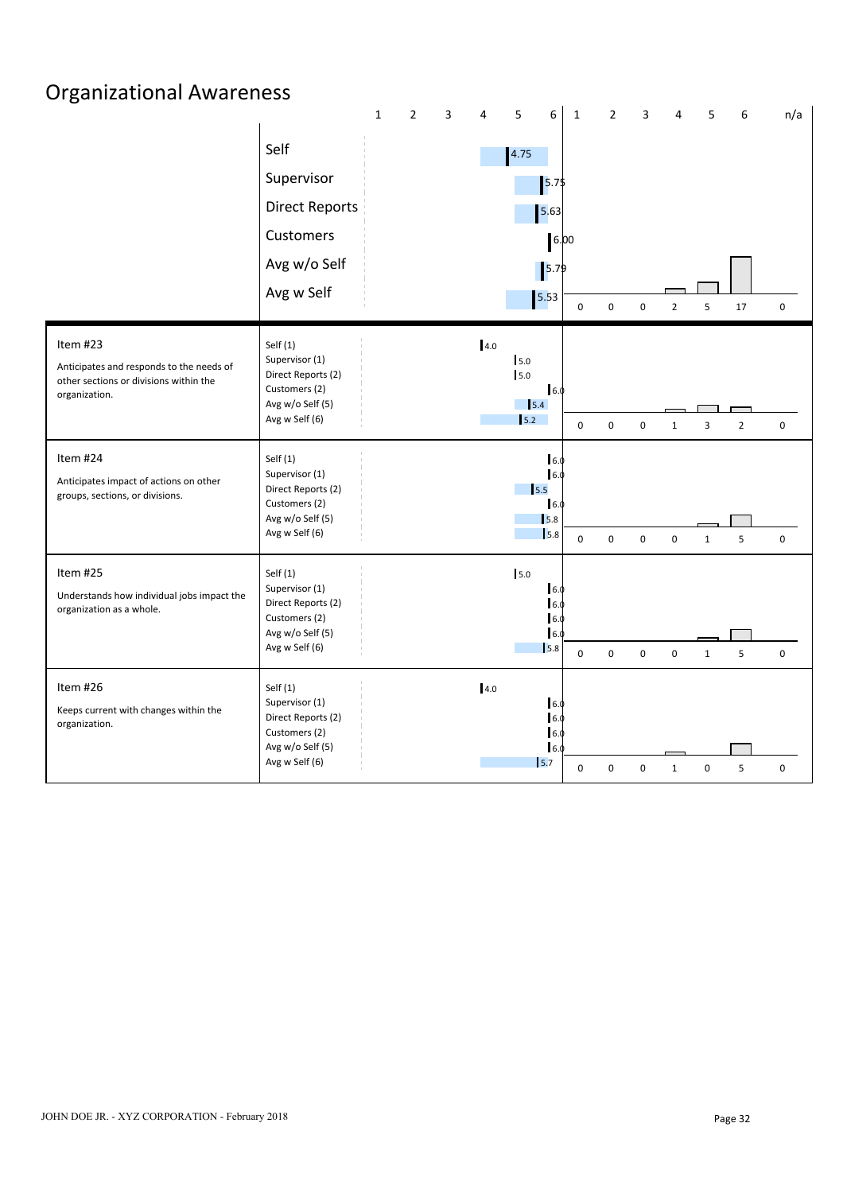# Organizational Awareness

| | Rater | Score (1–6) | 1 | 2 | 3 | 4 | 5 | 6 | n/a |
|---|---|---|---|---|---|---|---|---|---|
| | Self | 4.75 | | | | | | | |
| | Supervisor | 5.75 | | | | | | | |
| | Direct Reports | 5.63 | | | | | | | |
| | Customers | 6.00 | | | | | | | |
| | Avg w/o Self | 5.79 | | | | | | | |
| | Avg w Self | 5.53 | 0 | 0 | 0 | 2 | 5 | 17 | 0 |
| **Item #23** Anticipates and responds to the needs of other sections or divisions within the organization. | Self (1) | 4.0 | | | | | | | |
| | Supervisor (1) | 5.0 | | | | | | | |
| | Direct Reports (2) | 5.0 | | | | | | | |
| | Customers (2) | 6.0 | | | | | | | |
| | Avg w/o Self (5) | 5.4 | | | | | | | |
| | Avg w Self (6) | 5.2 | 0 | 0 | 0 | 1 | 3 | 2 | 0 |
| **Item #24** Anticipates impact of actions on other groups, sections, or divisions. | Self (1) | 6.0 | | | | | | | |
| | Supervisor (1) | 6.0 | | | | | | | |
| | Direct Reports (2) | 5.5 | | | | | | | |
| | Customers (2) | 6.0 | | | | | | | |
| | Avg w/o Self (5) | 5.8 | | | | | | | |
| | Avg w Self (6) | 5.8 | 0 | 0 | 0 | 0 | 1 | 5 | 0 |
| **Item #25** Understands how individual jobs impact the organization as a whole. | Self (1) | 5.0 | | | | | | | |
| | Supervisor (1) | 6.0 | | | | | | | |
| | Direct Reports (2) | 6.0 | | | | | | | |
| | Customers (2) | 6.0 | | | | | | | |
| | Avg w/o Self (5) | 6.0 | | | | | | | |
| | Avg w Self (6) | 5.8 | 0 | 0 | 0 | 0 | 1 | 5 | 0 |
| **Item #26** Keeps current with changes within the organization. | Self (1) | 4.0 | | | | | | | |
| | Supervisor (1) | 6.0 | | | | | | | |
| | Direct Reports (2) | 6.0 | | | | | | | |
| | Customers (2) | 6.0 | | | | | | | |
| | Avg w/o Self (5) | 6.0 | | | | | | | |
| | Avg w Self (6) | 5.7 | 0 | 0 | 0 | 1 | 0 | 5 | 0 |

JOHN DOE JR. - XYZ CORPORATION - February 2018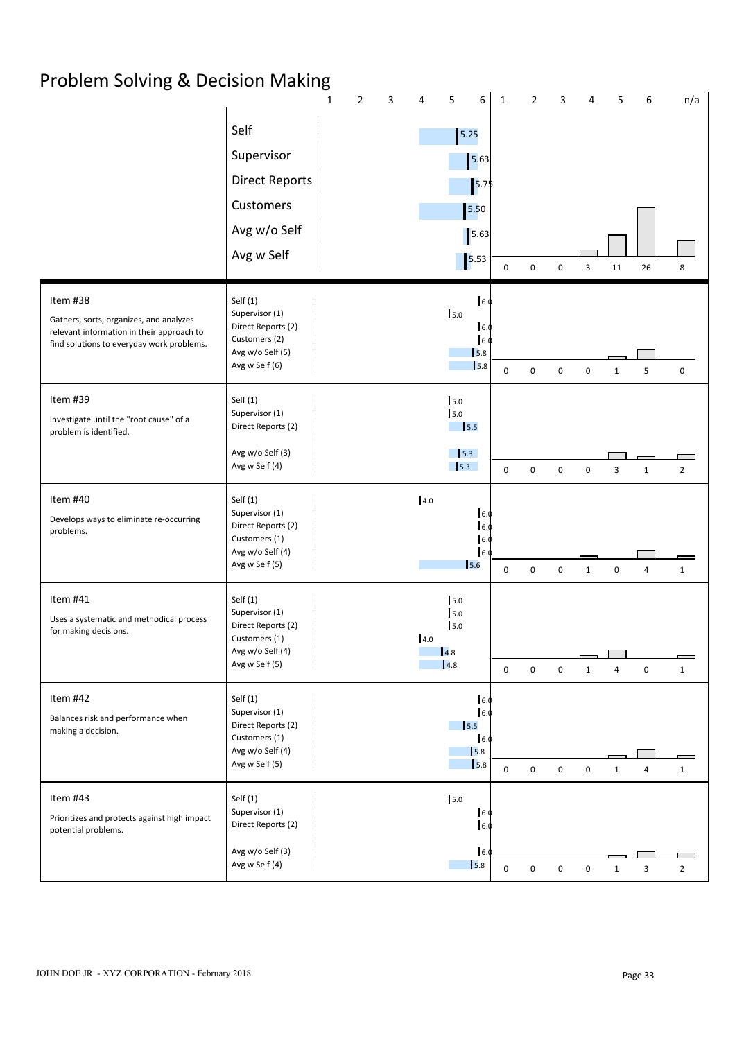# Problem Solving & Decision Making

| | Rater | Score | 1 | 2 | 3 | 4 | 5 | 6 | n/a |
|---|---|---|---|---|---|---|---|---|---|
| | Self | 5.25 | | | | | | | |
| | Supervisor | 5.63 | | | | | | | |
| | Direct Reports | 5.75 | | | | | | | |
| | Customers | 5.50 | | | | | | | |
| | Avg w/o Self | 5.63 | | | | | | | |
| | Avg w Self | 5.53 | 0 | 0 | 0 | 3 | 11 | 26 | 8 |
| **Item #38** Gathers, sorts, organizes, and analyzes relevant information in their approach to find solutions to everyday work problems. | Self (1) | 6.0 | | | | | | | |
| | Supervisor (1) | 5.0 | | | | | | | |
| | Direct Reports (2) | 6.0 | | | | | | | |
| | Customers (2) | 6.0 | | | | | | | |
| | Avg w/o Self (5) | 5.8 | | | | | | | |
| | Avg w Self (6) | 5.8 | 0 | 0 | 0 | 0 | 1 | 5 | 0 |
| **Item #39** Investigate until the "root cause" of a problem is identified. | Self (1) | 5.0 | | | | | | | |
| | Supervisor (1) | 5.0 | | | | | | | |
| | Direct Reports (2) | 5.5 | | | | | | | |
| | Avg w/o Self (3) | 5.3 | | | | | | | |
| | Avg w Self (4) | 5.3 | 0 | 0 | 0 | 0 | 3 | 1 | 2 |
| **Item #40** Develops ways to eliminate re-occurring problems. | Self (1) | 4.0 | | | | | | | |
| | Supervisor (1) | 6.0 | | | | | | | |
| | Direct Reports (2) | 6.0 | | | | | | | |
| | Customers (1) | 6.0 | | | | | | | |
| | Avg w/o Self (4) | 6.0 | | | | | | | |
| | Avg w Self (5) | 5.6 | 0 | 0 | 0 | 1 | 0 | 4 | 1 |
| **Item #41** Uses a systematic and methodical process for making decisions. | Self (1) | 5.0 | | | | | | | |
| | Supervisor (1) | 5.0 | | | | | | | |
| | Direct Reports (2) | 5.0 | | | | | | | |
| | Customers (1) | 4.0 | | | | | | | |
| | Avg w/o Self (4) | 4.8 | | | | | | | |
| | Avg w Self (5) | 4.8 | 0 | 0 | 0 | 1 | 4 | 0 | 1 |
| **Item #42** Balances risk and performance when making a decision. | Self (1) | 6.0 | | | | | | | |
| | Supervisor (1) | 6.0 | | | | | | | |
| | Direct Reports (2) | 5.5 | | | | | | | |
| | Customers (1) | 6.0 | | | | | | | |
| | Avg w/o Self (4) | 5.8 | | | | | | | |
| | Avg w Self (5) | 5.8 | 0 | 0 | 0 | 0 | 1 | 4 | 1 |
| **Item #43** Prioritizes and protects against high impact potential problems. | Self (1) | 5.0 | | | | | | | |
| | Supervisor (1) | 6.0 | | | | | | | |
| | Direct Reports (2) | 6.0 | | | | | | | |
| | Avg w/o Self (3) | 6.0 | | | | | | | |
| | Avg w Self (4) | 5.8 | 0 | 0 | 0 | 0 | 1 | 3 | 2 |

JOHN DOE JR. - XYZ CORPORATION - February 2018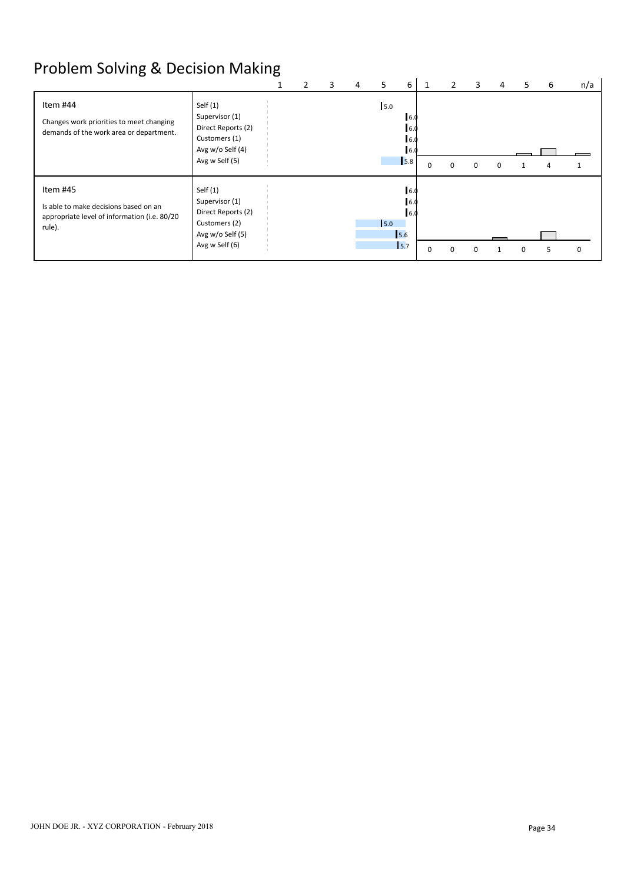# Problem Solving & Decision Making

| Item | Rater | Score (1–6) | 1 | 2 | 3 | 4 | 5 | 6 | n/a |
|---|---|---|---|---|---|---|---|---|---|
| **Item #44**<br>Changes work priorities to meet changing demands of the work area or department. | Self (1) | 5.0 | | | | | | | |
| | Supervisor (1) | 6.0 | | | | | | | |
| | Direct Reports (2) | 6.0 | | | | | | | |
| | Customers (1) | 6.0 | | | | | | | |
| | Avg w/o Self (4) | 6.0 | | | | | | | |
| | Avg w Self (5) | 5.8 | 0 | 0 | 0 | 0 | 1 | 4 | 1 |
| **Item #45**<br>Is able to make decisions based on an appropriate level of information (i.e. 80/20 rule). | Self (1) | 6.0 | | | | | | | |
| | Supervisor (1) | 6.0 | | | | | | | |
| | Direct Reports (2) | 6.0 | | | | | | | |
| | Customers (2) | 5.0 | | | | | | | |
| | Avg w/o Self (5) | 5.6 | | | | | | | |
| | Avg w Self (6) | 5.7 | 0 | 0 | 0 | 1 | 0 | 5 | 0 |

JOHN DOE JR. - XYZ CORPORATION - February 2018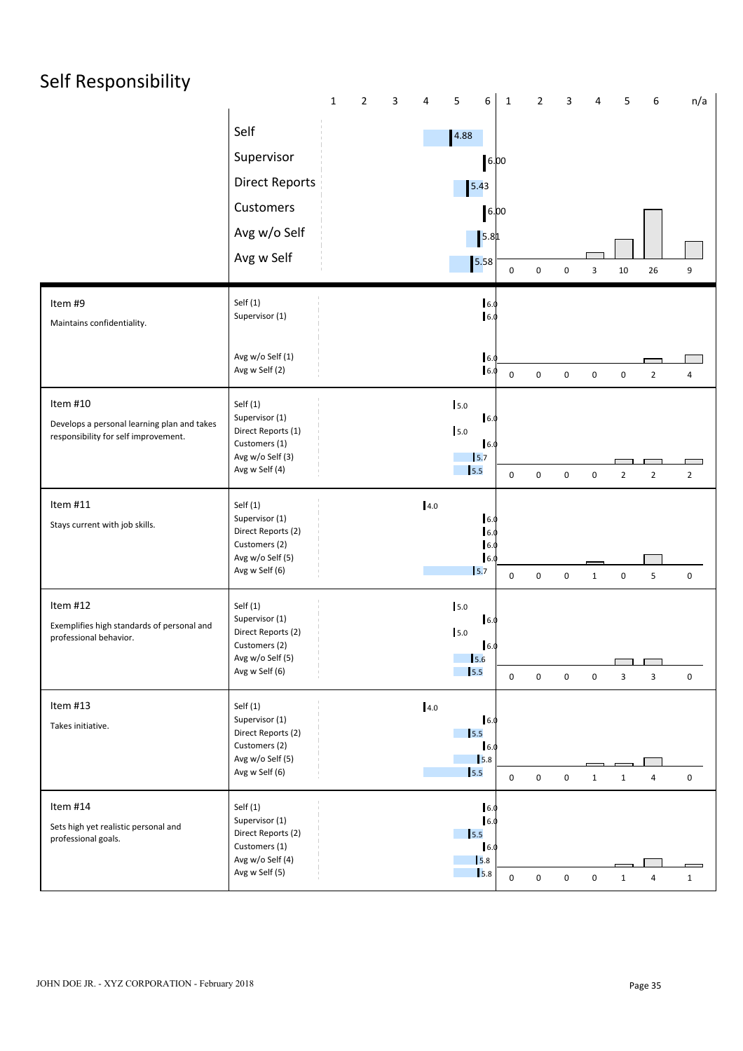# Self Responsibility

| | Rater | Score | 1 | 2 | 3 | 4 | 5 | 6 | n/a |
|---|---|---|---|---|---|---|---|---|---|
| | Self | 4.88 | 0 | 0 | 0 | 3 | 10 | 26 | 9 |
| | Supervisor | 6.00 | | | | | | | |
| | Direct Reports | 5.43 | | | | | | | |
| | Customers | 6.00 | | | | | | | |
| | Avg w/o Self | 5.81 | | | | | | | |
| | Avg w Self | 5.58 | | | | | | | |
| **Item #9** Maintains confidentiality. | Self (1) | 6.0 | 0 | 0 | 0 | 0 | 0 | 2 | 4 |
| | Supervisor (1) | 6.0 | | | | | | | |
| | Avg w/o Self (1) | 6.0 | | | | | | | |
| | Avg w Self (2) | 6.0 | | | | | | | |
| **Item #10** Develops a personal learning plan and takes responsibility for self improvement. | Self (1) | 5.0 | 0 | 0 | 0 | 0 | 2 | 2 | 2 |
| | Supervisor (1) | 6.0 | | | | | | | |
| | Direct Reports (1) | 5.0 | | | | | | | |
| | Customers (1) | 6.0 | | | | | | | |
| | Avg w/o Self (3) | 5.7 | | | | | | | |
| | Avg w Self (4) | 5.5 | | | | | | | |
| **Item #11** Stays current with job skills. | Self (1) | 4.0 | 0 | 0 | 0 | 1 | 0 | 5 | 0 |
| | Supervisor (1) | 6.0 | | | | | | | |
| | Direct Reports (2) | 6.0 | | | | | | | |
| | Customers (2) | 6.0 | | | | | | | |
| | Avg w/o Self (5) | 6.0 | | | | | | | |
| | Avg w Self (6) | 5.7 | | | | | | | |
| **Item #12** Exemplifies high standards of personal and professional behavior. | Self (1) | 5.0 | 0 | 0 | 0 | 0 | 3 | 3 | 0 |
| | Supervisor (1) | 6.0 | | | | | | | |
| | Direct Reports (2) | 5.0 | | | | | | | |
| | Customers (2) | 6.0 | | | | | | | |
| | Avg w/o Self (5) | 5.6 | | | | | | | |
| | Avg w Self (6) | 5.5 | | | | | | | |
| **Item #13** Takes initiative. | Self (1) | 4.0 | 0 | 0 | 0 | 1 | 1 | 4 | 0 |
| | Supervisor (1) | 6.0 | | | | | | | |
| | Direct Reports (2) | 5.5 | | | | | | | |
| | Customers (2) | 6.0 | | | | | | | |
| | Avg w/o Self (5) | 5.8 | | | | | | | |
| | Avg w Self (6) | 5.5 | | | | | | | |
| **Item #14** Sets high yet realistic personal and professional goals. | Self (1) | 6.0 | 0 | 0 | 0 | 0 | 1 | 4 | 1 |
| | Supervisor (1) | 6.0 | | | | | | | |
| | Direct Reports (2) | 5.5 | | | | | | | |
| | Customers (1) | 6.0 | | | | | | | |
| | Avg w/o Self (4) | 5.8 | | | | | | | |
| | Avg w Self (5) | 5.8 | | | | | | | |

JOHN DOE JR. - XYZ CORPORATION - February 2018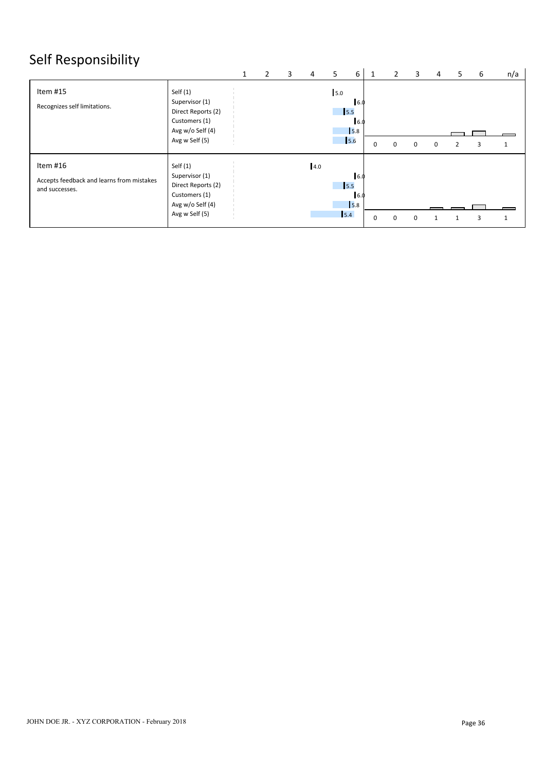# Self Responsibility

| Item | Rater | Score (1–6) | 1 | 2 | 3 | 4 | 5 | 6 | n/a |
|---|---|---|---|---|---|---|---|---|---|
| Item #15<br>Recognizes self limitations. | Self (1) | 5.0 | | | | | | | |
| | Supervisor (1) | 6.0 | | | | | | | |
| | Direct Reports (2) | 5.5 | | | | | | | |
| | Customers (1) | 6.0 | | | | | | | |
| | Avg w/o Self (4) | 5.8 | | | | | | | |
| | Avg w Self (5) | 5.6 | 0 | 0 | 0 | 0 | 2 | 3 | 1 |
| Item #16<br>Accepts feedback and learns from mistakes and successes. | Self (1) | 4.0 | | | | | | | |
| | Supervisor (1) | 6.0 | | | | | | | |
| | Direct Reports (2) | 5.5 | | | | | | | |
| | Customers (1) | 6.0 | | | | | | | |
| | Avg w/o Self (4) | 5.8 | | | | | | | |
| | Avg w Self (5) | 5.4 | 0 | 0 | 0 | 1 | 1 | 3 | 1 |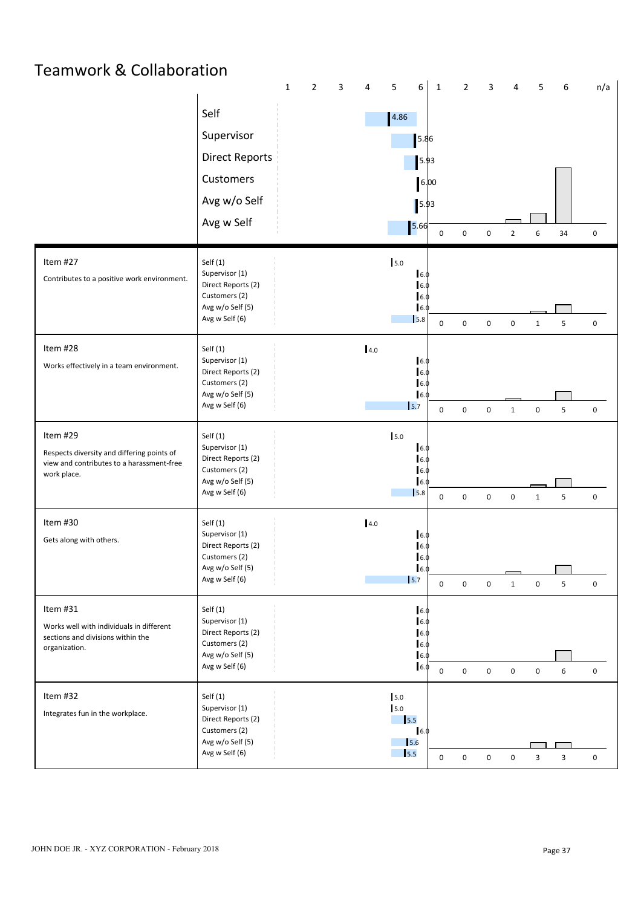# Teamwork & Collaboration

| | Rater | Score (1–6) | 1 | 2 | 3 | 4 | 5 | 6 | n/a |
|---|---|---|---|---|---|---|---|---|---|
| | Self | 4.86 | | | | | | | |
| | Supervisor | 5.86 | | | | | | | |
| | Direct Reports | 5.93 | | | | | | | |
| | Customers | 6.00 | | | | | | | |
| | Avg w/o Self | 5.93 | | | | | | | |
| | Avg w Self | 5.66 | 0 | 0 | 0 | 2 | 6 | 34 | 0 |
| **Item #27**<br>Contributes to a positive work environment. | Self (1) | 5.0 | | | | | | | |
| | Supervisor (1) | 6.0 | | | | | | | |
| | Direct Reports (2) | 6.0 | | | | | | | |
| | Customers (2) | 6.0 | | | | | | | |
| | Avg w/o Self (5) | 6.0 | | | | | | | |
| | Avg w Self (6) | 5.8 | 0 | 0 | 0 | 0 | 1 | 5 | 0 |
| **Item #28**<br>Works effectively in a team environment. | Self (1) | 4.0 | | | | | | | |
| | Supervisor (1) | 6.0 | | | | | | | |
| | Direct Reports (2) | 6.0 | | | | | | | |
| | Customers (2) | 6.0 | | | | | | | |
| | Avg w/o Self (5) | 6.0 | | | | | | | |
| | Avg w Self (6) | 5.7 | 0 | 0 | 0 | 1 | 0 | 5 | 0 |
| **Item #29**<br>Respects diversity and differing points of view and contributes to a harassment-free work place. | Self (1) | 5.0 | | | | | | | |
| | Supervisor (1) | 6.0 | | | | | | | |
| | Direct Reports (2) | 6.0 | | | | | | | |
| | Customers (2) | 6.0 | | | | | | | |
| | Avg w/o Self (5) | 6.0 | | | | | | | |
| | Avg w Self (6) | 5.8 | 0 | 0 | 0 | 0 | 1 | 5 | 0 |
| **Item #30**<br>Gets along with others. | Self (1) | 4.0 | | | | | | | |
| | Supervisor (1) | 6.0 | | | | | | | |
| | Direct Reports (2) | 6.0 | | | | | | | |
| | Customers (2) | 6.0 | | | | | | | |
| | Avg w/o Self (5) | 6.0 | | | | | | | |
| | Avg w Self (6) | 5.7 | 0 | 0 | 0 | 1 | 0 | 5 | 0 |
| **Item #31**<br>Works well with individuals in different sections and divisions within the organization. | Self (1) | 6.0 | | | | | | | |
| | Supervisor (1) | 6.0 | | | | | | | |
| | Direct Reports (2) | 6.0 | | | | | | | |
| | Customers (2) | 6.0 | | | | | | | |
| | Avg w/o Self (5) | 6.0 | | | | | | | |
| | Avg w Self (6) | 6.0 | 0 | 0 | 0 | 0 | 0 | 6 | 0 |
| **Item #32**<br>Integrates fun in the workplace. | Self (1) | 5.0 | | | | | | | |
| | Supervisor (1) | 5.0 | | | | | | | |
| | Direct Reports (2) | 5.5 | | | | | | | |
| | Customers (2) | 6.0 | | | | | | | |
| | Avg w/o Self (5) | 5.6 | | | | | | | |
| | Avg w Self (6) | 5.5 | 0 | 0 | 0 | 0 | 3 | 3 | 0 |

JOHN DOE JR. - XYZ CORPORATION - February 2018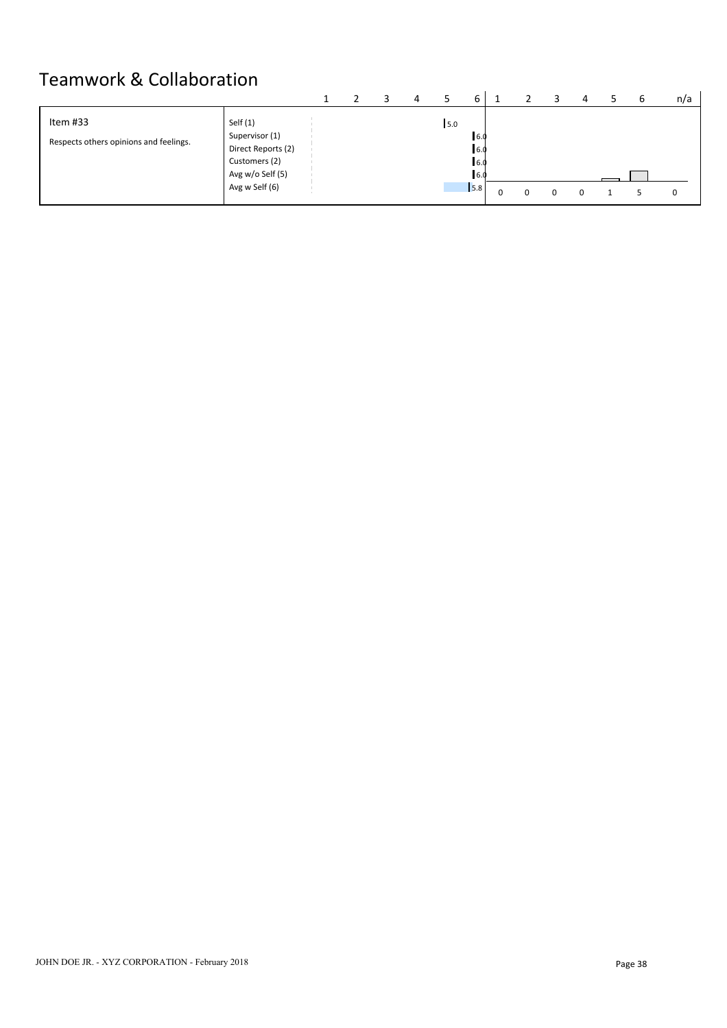# Teamwork & Collaboration

| | | 1 | 2 | 3 | 4 | 5 | 6 | 1 | 2 | 3 | 4 | 5 | 6 | n/a |
|---|---|---|---|---|---|---|---|---|---|---|---|---|---|---|
| Item #33 | Self (1) | | | | | 5.0 | | | | | | | | |
| Respects others opinions and feelings. | Supervisor (1) | | | | | | 6.0 | | | | | | | |
| | Direct Reports (2) | | | | | | 6.0 | | | | | | | |
| | Customers (2) | | | | | | 6.0 | | | | | | | |
| | Avg w/o Self (5) | | | | | | 6.0 | | | | | | | |
| | Avg w Self (6) | | | | | | 5.8 | 0 | 0 | 0 | 0 | 1 | 5 | 0 |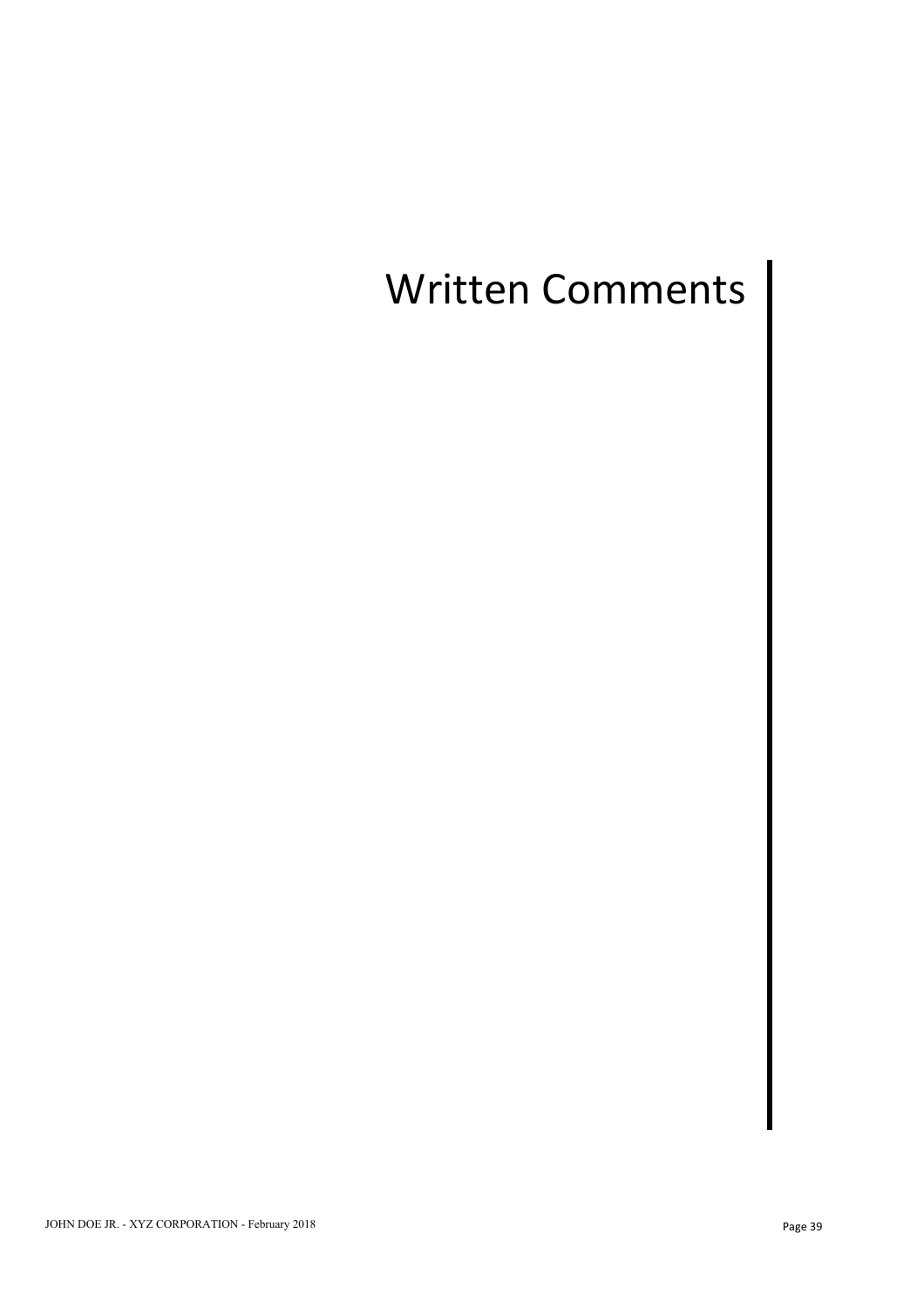# Written Comments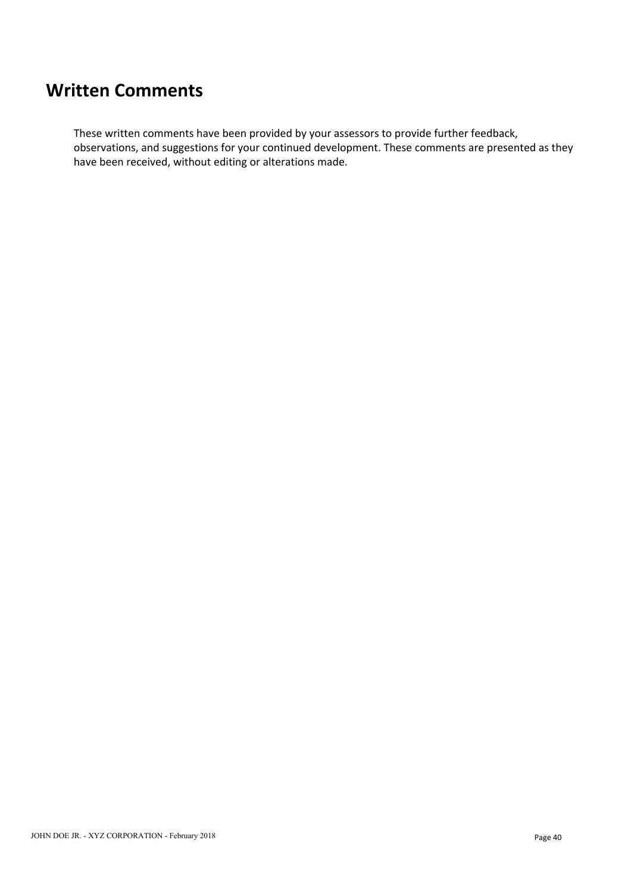# Written Comments

These written comments have been provided by your assessors to provide further feedback, observations, and suggestions for your continued development. These comments are presented as they have been received, without editing or alterations made.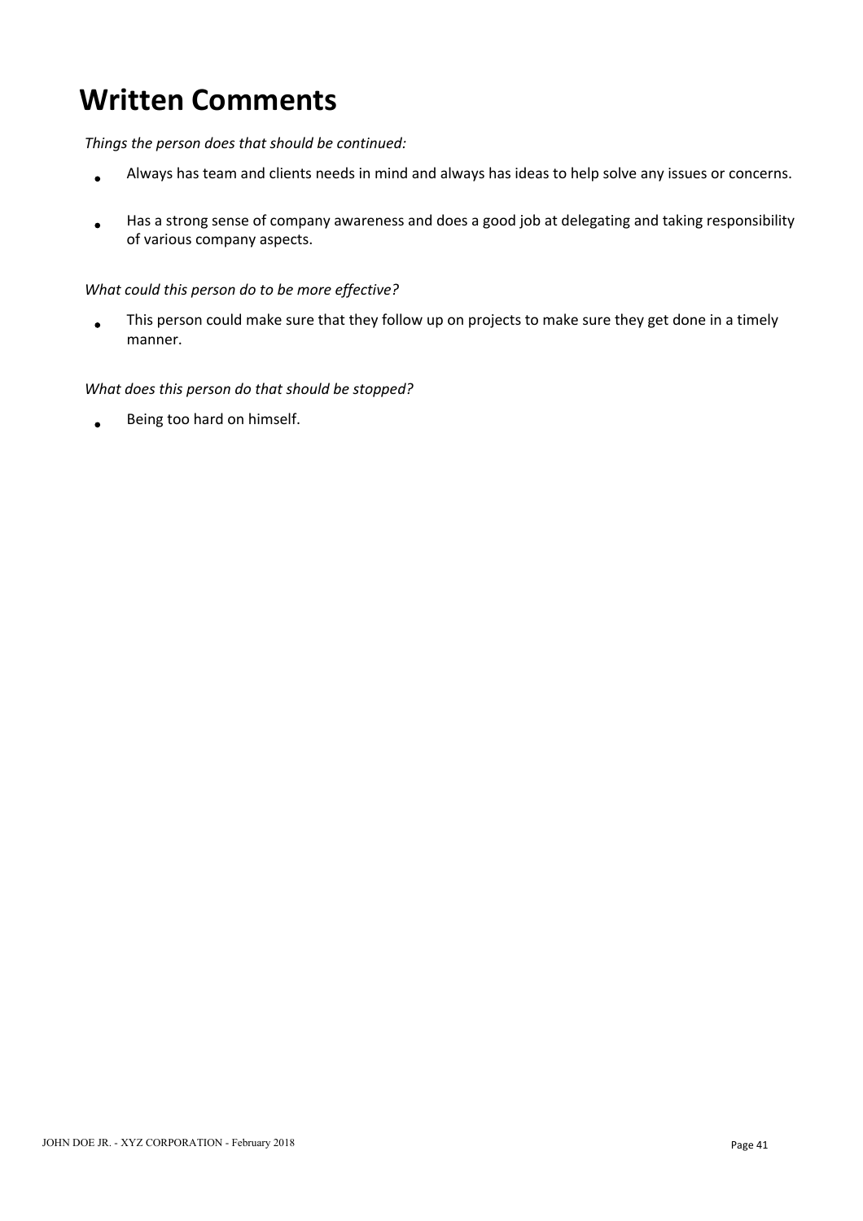# Written Comments

*Things the person does that should be continued:*

- Always has team and clients needs in mind and always has ideas to help solve any issues or concerns.
- Has a strong sense of company awareness and does a good job at delegating and taking responsibility of various company aspects.

*What could this person do to be more effective?*

- This person could make sure that they follow up on projects to make sure they get done in a timely manner.

*What does this person do that should be stopped?*

- Being too hard on himself.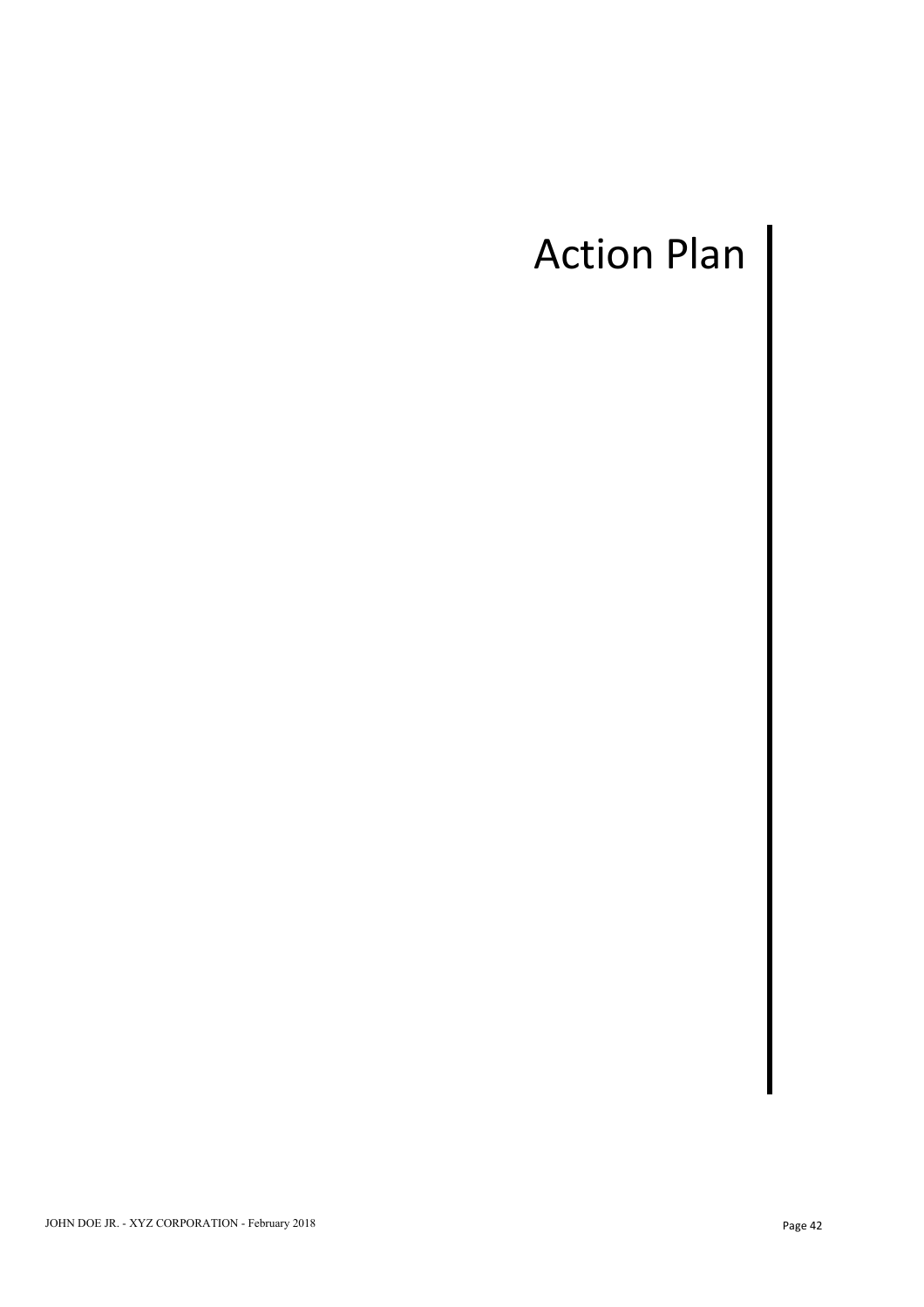# Action Plan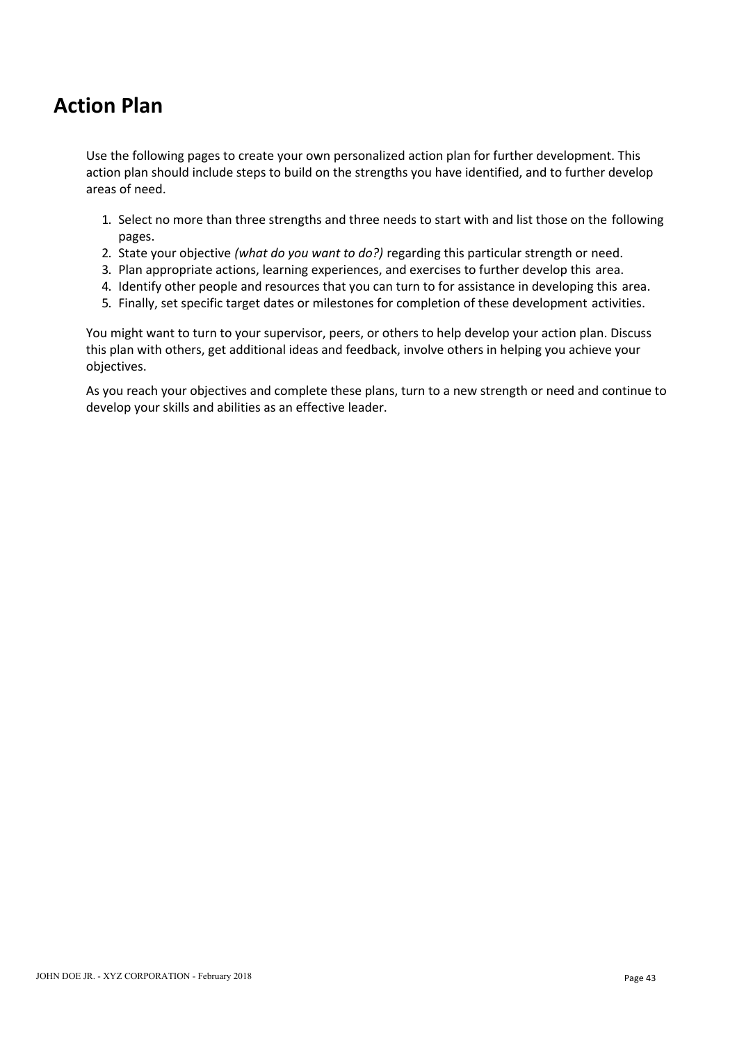# Action Plan

Use the following pages to create your own personalized action plan for further development. This action plan should include steps to build on the strengths you have identified, and to further develop areas of need.

1. Select no more than three strengths and three needs to start with and list those on the following pages.
2. State your objective *(what do you want to do?)* regarding this particular strength or need.
3. Plan appropriate actions, learning experiences, and exercises to further develop this area.
4. Identify other people and resources that you can turn to for assistance in developing this area.
5. Finally, set specific target dates or milestones for completion of these development activities.

You might want to turn to your supervisor, peers, or others to help develop your action plan. Discuss this plan with others, get additional ideas and feedback, involve others in helping you achieve your objectives.

As you reach your objectives and complete these plans, turn to a new strength or need and continue to develop your skills and abilities as an effective leader.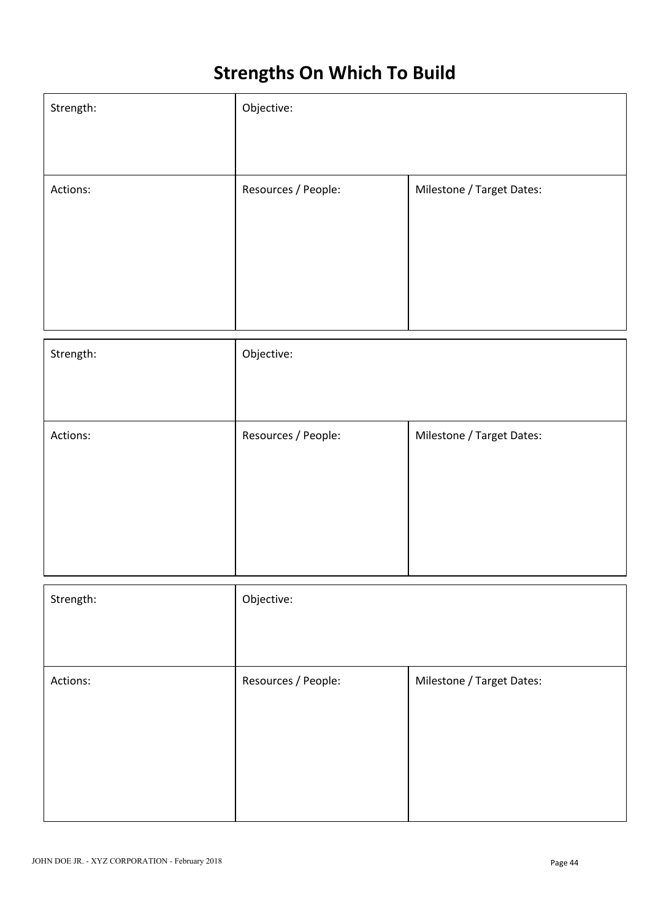# Strengths On Which To Build

| Strength: | Objective: | |
|---|---|---|
| Actions: | Resources / People: | Milestone / Target Dates: |

| Strength: | Objective: | |
|---|---|---|
| Actions: | Resources / People: | Milestone / Target Dates: |

| Strength: | Objective: | |
|---|---|---|
| Actions: | Resources / People: | Milestone / Target Dates: |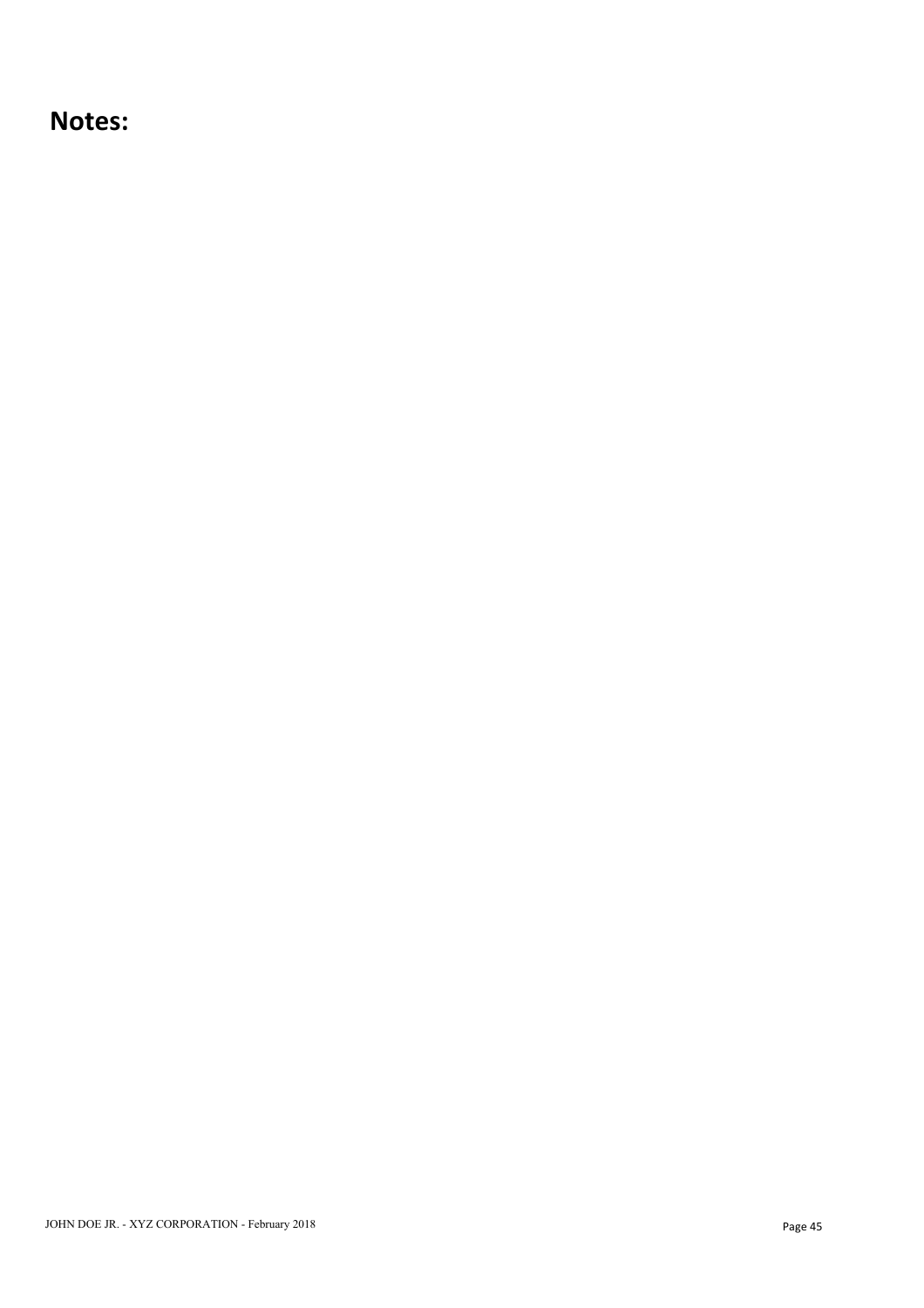# Notes: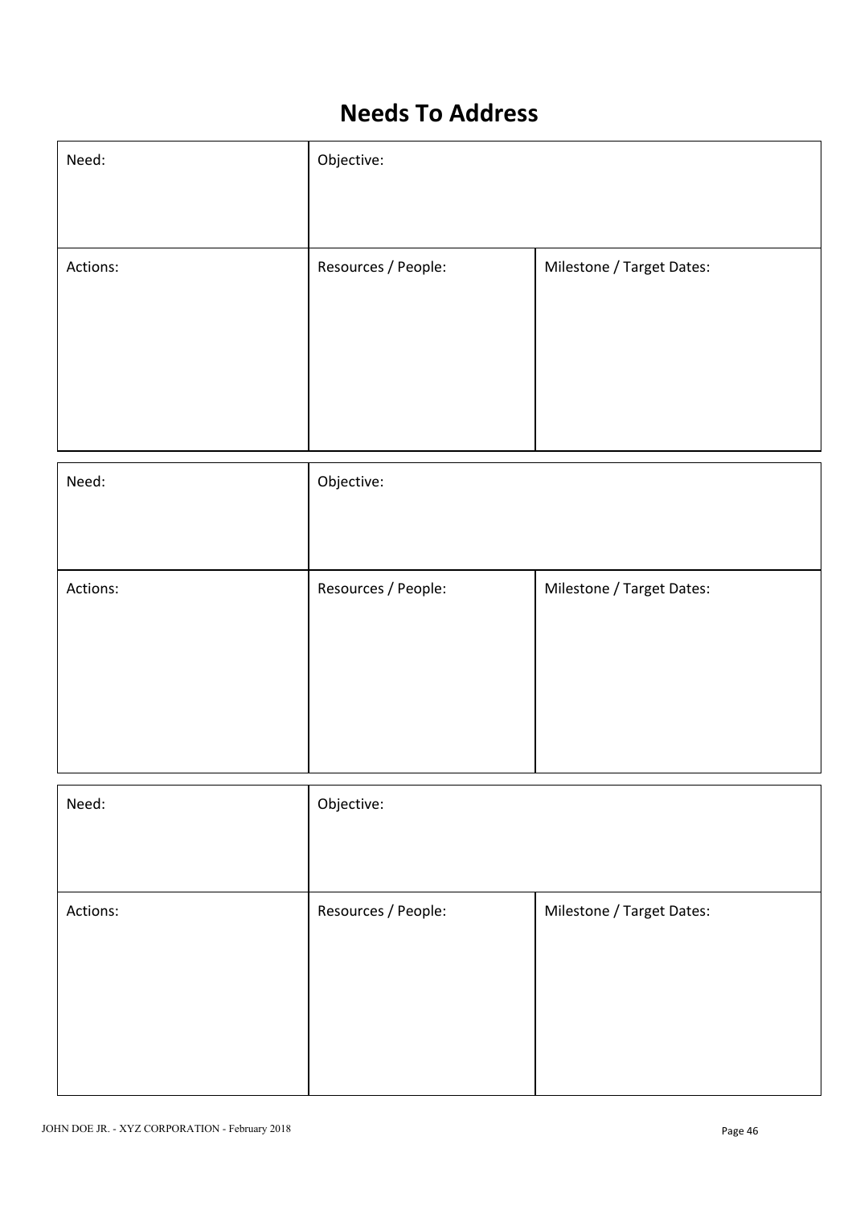# Needs To Address

| Need: | Objective: | |
|---|---|---|
| Actions: | Resources / People: | Milestone / Target Dates: |

| Need: | Objective: | |
|---|---|---|
| Actions: | Resources / People: | Milestone / Target Dates: |

| Need: | Objective: | |
|---|---|---|
| Actions: | Resources / People: | Milestone / Target Dates: |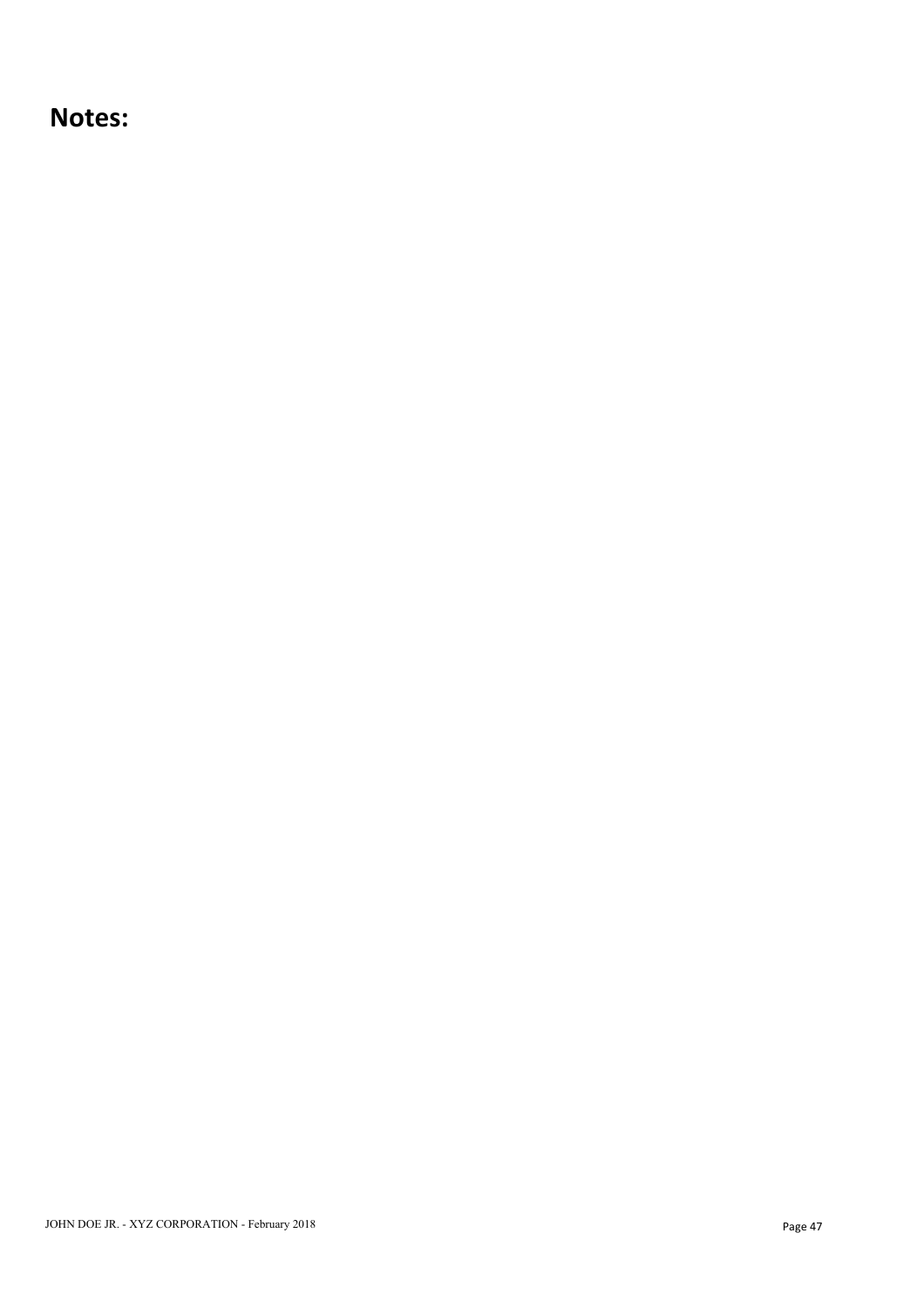## Notes: